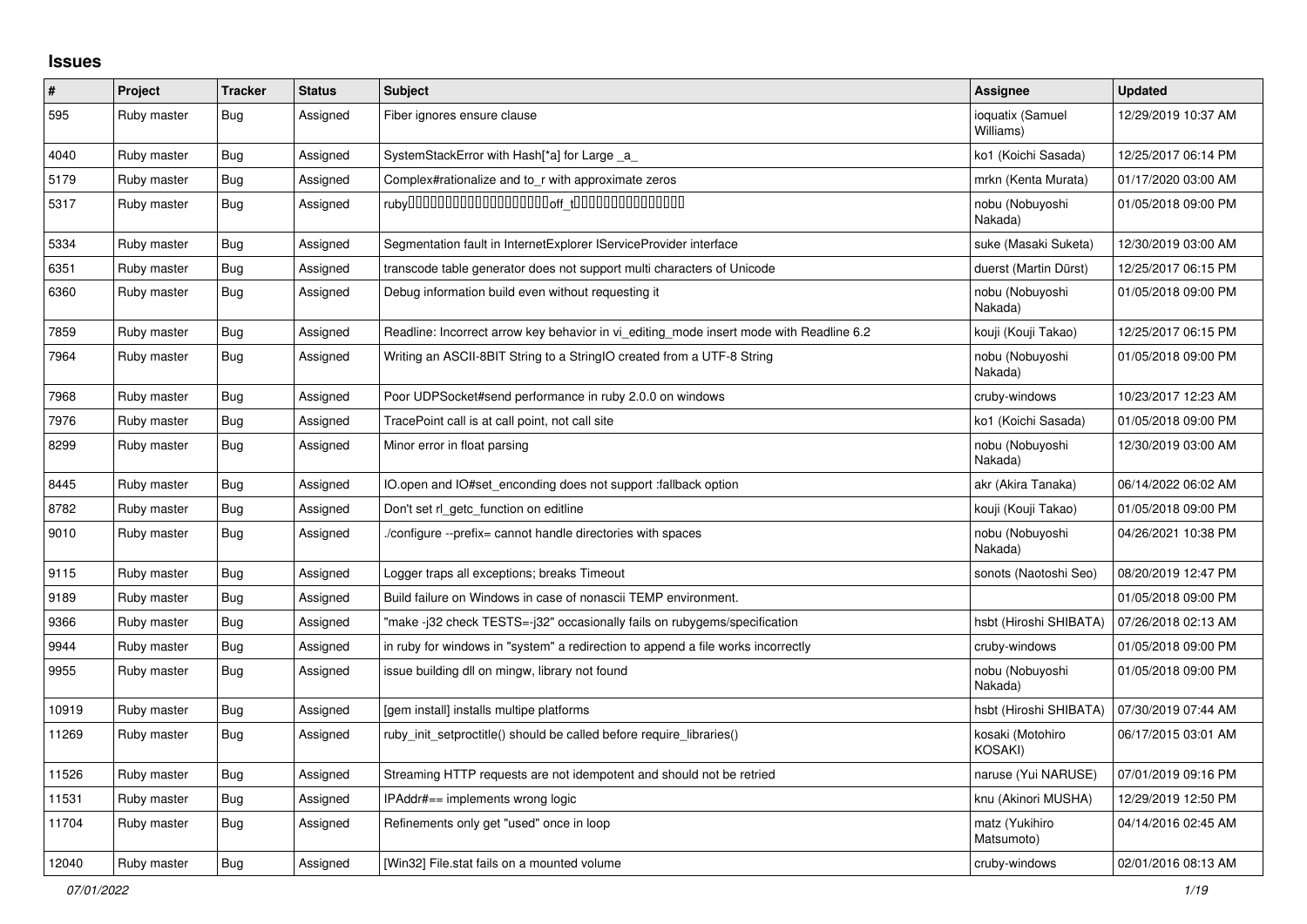# Issues

| # | Project | Tracker | Status | Subject | Assignee | Updated |
|---|---|---|---|---|---|---|
| 595 | Ruby master | Bug | Assigned | Fiber ignores ensure clause | ioquatix (Samuel Williams) | 12/29/2019 10:37 AM |
| 4040 | Ruby master | Bug | Assigned | SystemStackError with Hash[*a] for Large _a_ | ko1 (Koichi Sasada) | 12/25/2017 06:14 PM |
| 5179 | Ruby master | Bug | Assigned | Complex#rationalize and to_r with approximate zeros | mrkn (Kenta Murata) | 01/17/2020 03:00 AM |
| 5317 | Ruby master | Bug | Assigned | ruby▯▯▯▯▯▯▯▯▯▯▯▯▯▯▯▯▯▯▯▯off_t▯▯▯▯▯▯▯▯▯▯▯▯▯▯▯ | nobu (Nobuyoshi Nakada) | 01/05/2018 09:00 PM |
| 5334 | Ruby master | Bug | Assigned | Segmentation fault in InternetExplorer IServiceProvider interface | suke (Masaki Suketa) | 12/30/2019 03:00 AM |
| 6351 | Ruby master | Bug | Assigned | transcode table generator does not support multi characters of Unicode | duerst (Martin Dürst) | 12/25/2017 06:15 PM |
| 6360 | Ruby master | Bug | Assigned | Debug information build even without requesting it | nobu (Nobuyoshi Nakada) | 01/05/2018 09:00 PM |
| 7859 | Ruby master | Bug | Assigned | Readline: Incorrect arrow key behavior in vi_editing_mode insert mode with Readline 6.2 | kouji (Kouji Takao) | 12/25/2017 06:15 PM |
| 7964 | Ruby master | Bug | Assigned | Writing an ASCII-8BIT String to a StringIO created from a UTF-8 String | nobu (Nobuyoshi Nakada) | 01/05/2018 09:00 PM |
| 7968 | Ruby master | Bug | Assigned | Poor UDPSocket#send performance in ruby 2.0.0 on windows | cruby-windows | 10/23/2017 12:23 AM |
| 7976 | Ruby master | Bug | Assigned | TracePoint call is at call point, not call site | ko1 (Koichi Sasada) | 01/05/2018 09:00 PM |
| 8299 | Ruby master | Bug | Assigned | Minor error in float parsing | nobu (Nobuyoshi Nakada) | 12/30/2019 03:00 AM |
| 8445 | Ruby master | Bug | Assigned | IO.open and IO#set_enconding does not support :fallback option | akr (Akira Tanaka) | 06/14/2022 06:02 AM |
| 8782 | Ruby master | Bug | Assigned | Don't set rl_getc_function on editline | kouji (Kouji Takao) | 01/05/2018 09:00 PM |
| 9010 | Ruby master | Bug | Assigned | ./configure --prefix= cannot handle directories with spaces | nobu (Nobuyoshi Nakada) | 04/26/2021 10:38 PM |
| 9115 | Ruby master | Bug | Assigned | Logger traps all exceptions; breaks Timeout | sonots (Naotoshi Seo) | 08/20/2019 12:47 PM |
| 9189 | Ruby master | Bug | Assigned | Build failure on Windows in case of nonascii TEMP environment. | | 01/05/2018 09:00 PM |
| 9366 | Ruby master | Bug | Assigned | "make -j32 check TESTS=-j32" occasionally fails on rubygems/specification | hsbt (Hiroshi SHIBATA) | 07/26/2018 02:13 AM |
| 9944 | Ruby master | Bug | Assigned | in ruby for windows in "system" a redirection to append a file works incorrectly | cruby-windows | 01/05/2018 09:00 PM |
| 9955 | Ruby master | Bug | Assigned | issue building dll on mingw, library not found | nobu (Nobuyoshi Nakada) | 01/05/2018 09:00 PM |
| 10919 | Ruby master | Bug | Assigned | [gem install] installs multipe platforms | hsbt (Hiroshi SHIBATA) | 07/30/2019 07:44 AM |
| 11269 | Ruby master | Bug | Assigned | ruby_init_setproctitle() should be called before require_libraries() | kosaki (Motohiro KOSAKI) | 06/17/2015 03:01 AM |
| 11526 | Ruby master | Bug | Assigned | Streaming HTTP requests are not idempotent and should not be retried | naruse (Yui NARUSE) | 07/01/2019 09:16 PM |
| 11531 | Ruby master | Bug | Assigned | IPAddr#== implements wrong logic | knu (Akinori MUSHA) | 12/29/2019 12:50 PM |
| 11704 | Ruby master | Bug | Assigned | Refinements only get "used" once in loop | matz (Yukihiro Matsumoto) | 04/14/2016 02:45 AM |
| 12040 | Ruby master | Bug | Assigned | [Win32] File.stat fails on a mounted volume | cruby-windows | 02/01/2016 08:13 AM |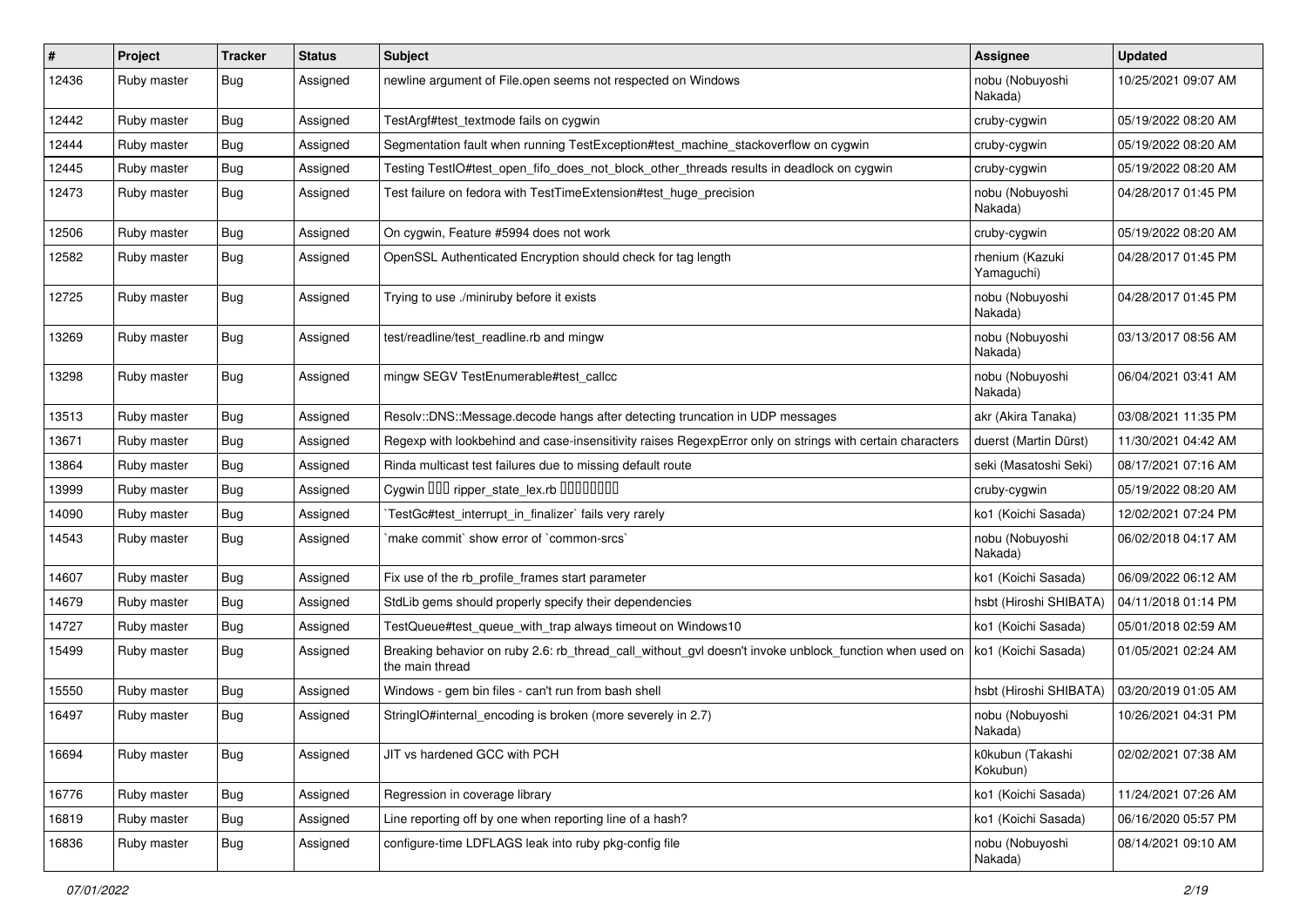| # | Project | Tracker | Status | Subject | Assignee | Updated |
| --- | --- | --- | --- | --- | --- | --- |
| 12436 | Ruby master | Bug | Assigned | newline argument of File.open seems not respected on Windows | nobu (Nobuyoshi Nakada) | 10/25/2021 09:07 AM |
| 12442 | Ruby master | Bug | Assigned | TestArgf#test_textmode fails on cygwin | cruby-cygwin | 05/19/2022 08:20 AM |
| 12444 | Ruby master | Bug | Assigned | Segmentation fault when running TestException#test_machine_stackoverflow on cygwin | cruby-cygwin | 05/19/2022 08:20 AM |
| 12445 | Ruby master | Bug | Assigned | Testing TestIO#test_open_fifo_does_not_block_other_threads results in deadlock on cygwin | cruby-cygwin | 05/19/2022 08:20 AM |
| 12473 | Ruby master | Bug | Assigned | Test failure on fedora with TestTimeExtension#test_huge_precision | nobu (Nobuyoshi Nakada) | 04/28/2017 01:45 PM |
| 12506 | Ruby master | Bug | Assigned | On cygwin, Feature #5994 does not work | cruby-cygwin | 05/19/2022 08:20 AM |
| 12582 | Ruby master | Bug | Assigned | OpenSSL Authenticated Encryption should check for tag length | rhenium (Kazuki Yamaguchi) | 04/28/2017 01:45 PM |
| 12725 | Ruby master | Bug | Assigned | Trying to use ./miniruby before it exists | nobu (Nobuyoshi Nakada) | 04/28/2017 01:45 PM |
| 13269 | Ruby master | Bug | Assigned | test/readline/test_readline.rb and mingw | nobu (Nobuyoshi Nakada) | 03/13/2017 08:56 AM |
| 13298 | Ruby master | Bug | Assigned | mingw SEGV TestEnumerable#test_callcc | nobu (Nobuyoshi Nakada) | 06/04/2021 03:41 AM |
| 13513 | Ruby master | Bug | Assigned | Resolv::DNS::Message.decode hangs after detecting truncation in UDP messages | akr (Akira Tanaka) | 03/08/2021 11:35 PM |
| 13671 | Ruby master | Bug | Assigned | Regexp with lookbehind and case-insensitivity raises RegexpError only on strings with certain characters | duerst (Martin Dürst) | 11/30/2021 04:42 AM |
| 13864 | Ruby master | Bug | Assigned | Rinda multicast test failures due to missing default route | seki (Masatoshi Seki) | 08/17/2021 07:16 AM |
| 13999 | Ruby master | Bug | Assigned | Cygwin ��� ripper_state_lex.rb �������� | cruby-cygwin | 05/19/2022 08:20 AM |
| 14090 | Ruby master | Bug | Assigned | `TestGc#test_interrupt_in_finalizer` fails very rarely | ko1 (Koichi Sasada) | 12/02/2021 07:24 PM |
| 14543 | Ruby master | Bug | Assigned | `make commit` show error of `common-srcs` | nobu (Nobuyoshi Nakada) | 06/02/2018 04:17 AM |
| 14607 | Ruby master | Bug | Assigned | Fix use of the rb_profile_frames start parameter | ko1 (Koichi Sasada) | 06/09/2022 06:12 AM |
| 14679 | Ruby master | Bug | Assigned | StdLib gems should properly specify their dependencies | hsbt (Hiroshi SHIBATA) | 04/11/2018 01:14 PM |
| 14727 | Ruby master | Bug | Assigned | TestQueue#test_queue_with_trap always timeout on Windows10 | ko1 (Koichi Sasada) | 05/01/2018 02:59 AM |
| 15499 | Ruby master | Bug | Assigned | Breaking behavior on ruby 2.6: rb_thread_call_without_gvl doesn't invoke unblock_function when used on the main thread | ko1 (Koichi Sasada) | 01/05/2021 02:24 AM |
| 15550 | Ruby master | Bug | Assigned | Windows - gem bin files - can't run from bash shell | hsbt (Hiroshi SHIBATA) | 03/20/2019 01:05 AM |
| 16497 | Ruby master | Bug | Assigned | StringIO#internal_encoding is broken (more severely in 2.7) | nobu (Nobuyoshi Nakada) | 10/26/2021 04:31 PM |
| 16694 | Ruby master | Bug | Assigned | JIT vs hardened GCC with PCH | k0kubun (Takashi Kokubun) | 02/02/2021 07:38 AM |
| 16776 | Ruby master | Bug | Assigned | Regression in coverage library | ko1 (Koichi Sasada) | 11/24/2021 07:26 AM |
| 16819 | Ruby master | Bug | Assigned | Line reporting off by one when reporting line of a hash? | ko1 (Koichi Sasada) | 06/16/2020 05:57 PM |
| 16836 | Ruby master | Bug | Assigned | configure-time LDFLAGS leak into ruby pkg-config file | nobu (Nobuyoshi Nakada) | 08/14/2021 09:10 AM |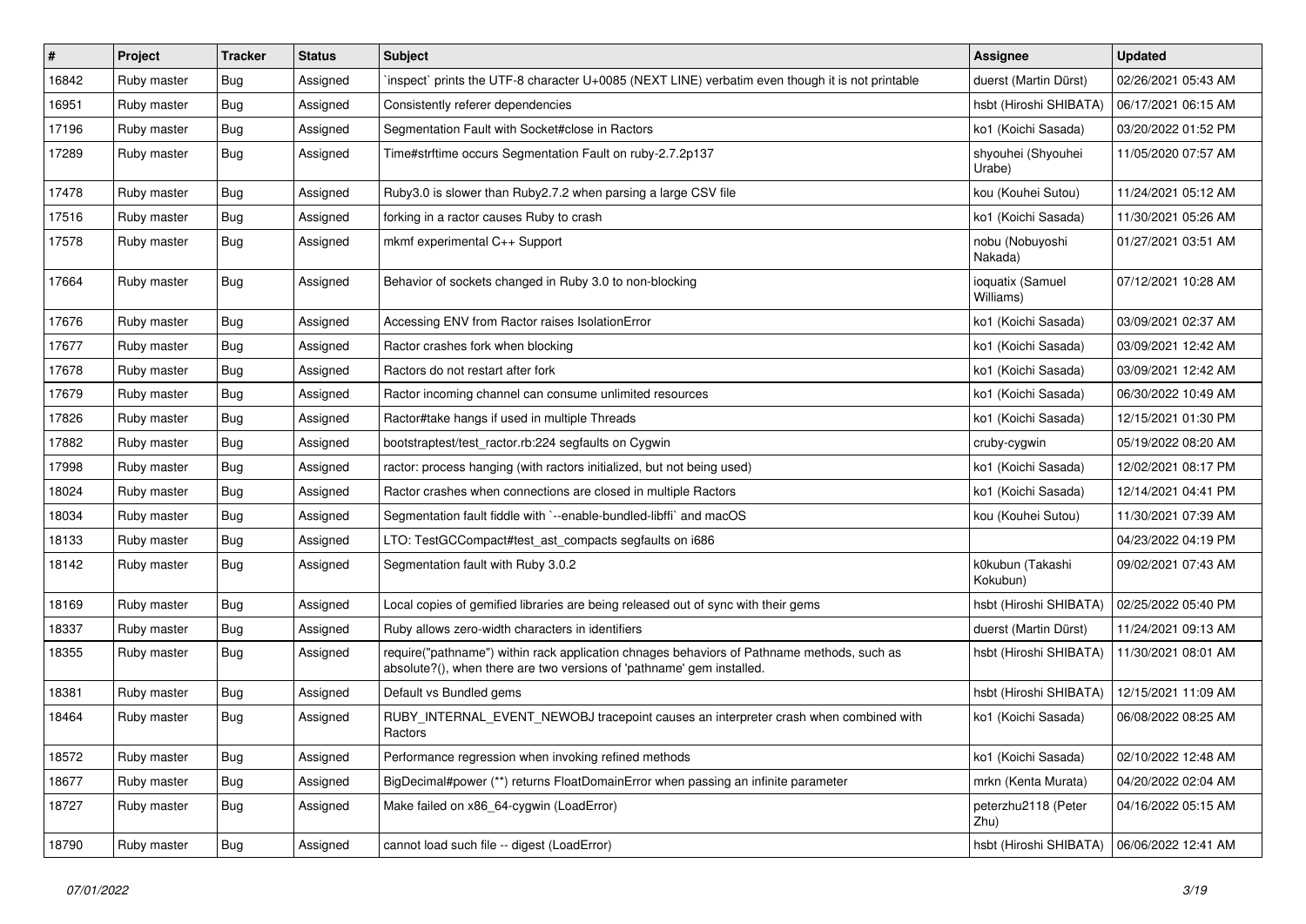| # | Project | Tracker | Status | Subject | Assignee | Updated |
|---|---|---|---|---|---|---|
| 16842 | Ruby master | Bug | Assigned | `inspect` prints the UTF-8 character U+0085 (NEXT LINE) verbatim even though it is not printable | duerst (Martin Dürst) | 02/26/2021 05:43 AM |
| 16951 | Ruby master | Bug | Assigned | Consistently referer dependencies | hsbt (Hiroshi SHIBATA) | 06/17/2021 06:15 AM |
| 17196 | Ruby master | Bug | Assigned | Segmentation Fault with Socket#close in Ractors | ko1 (Koichi Sasada) | 03/20/2022 01:52 PM |
| 17289 | Ruby master | Bug | Assigned | Time#strftime occurs Segmentation Fault on ruby-2.7.2p137 | shyouhei (Shyouhei Urabe) | 11/05/2020 07:57 AM |
| 17478 | Ruby master | Bug | Assigned | Ruby3.0 is slower than Ruby2.7.2 when parsing a large CSV file | kou (Kouhei Sutou) | 11/24/2021 05:12 AM |
| 17516 | Ruby master | Bug | Assigned | forking in a ractor causes Ruby to crash | ko1 (Koichi Sasada) | 11/30/2021 05:26 AM |
| 17578 | Ruby master | Bug | Assigned | mkmf experimental C++ Support | nobu (Nobuyoshi Nakada) | 01/27/2021 03:51 AM |
| 17664 | Ruby master | Bug | Assigned | Behavior of sockets changed in Ruby 3.0 to non-blocking | ioquatix (Samuel Williams) | 07/12/2021 10:28 AM |
| 17676 | Ruby master | Bug | Assigned | Accessing ENV from Ractor raises IsolationError | ko1 (Koichi Sasada) | 03/09/2021 02:37 AM |
| 17677 | Ruby master | Bug | Assigned | Ractor crashes fork when blocking | ko1 (Koichi Sasada) | 03/09/2021 12:42 AM |
| 17678 | Ruby master | Bug | Assigned | Ractors do not restart after fork | ko1 (Koichi Sasada) | 03/09/2021 12:42 AM |
| 17679 | Ruby master | Bug | Assigned | Ractor incoming channel can consume unlimited resources | ko1 (Koichi Sasada) | 06/30/2022 10:49 AM |
| 17826 | Ruby master | Bug | Assigned | Ractor#take hangs if used in multiple Threads | ko1 (Koichi Sasada) | 12/15/2021 01:30 PM |
| 17882 | Ruby master | Bug | Assigned | bootstraptest/test_ractor.rb:224 segfaults on Cygwin | cruby-cygwin | 05/19/2022 08:20 AM |
| 17998 | Ruby master | Bug | Assigned | ractor: process hanging (with ractors initialized, but not being used) | ko1 (Koichi Sasada) | 12/02/2021 08:17 PM |
| 18024 | Ruby master | Bug | Assigned | Ractor crashes when connections are closed in multiple Ractors | ko1 (Koichi Sasada) | 12/14/2021 04:41 PM |
| 18034 | Ruby master | Bug | Assigned | Segmentation fault fiddle with `--enable-bundled-libffi` and macOS | kou (Kouhei Sutou) | 11/30/2021 07:39 AM |
| 18133 | Ruby master | Bug | Assigned | LTO: TestGCCompact#test_ast_compacts segfaults on i686 | | 04/23/2022 04:19 PM |
| 18142 | Ruby master | Bug | Assigned | Segmentation fault with Ruby 3.0.2 | k0kubun (Takashi Kokubun) | 09/02/2021 07:43 AM |
| 18169 | Ruby master | Bug | Assigned | Local copies of gemified libraries are being released out of sync with their gems | hsbt (Hiroshi SHIBATA) | 02/25/2022 05:40 PM |
| 18337 | Ruby master | Bug | Assigned | Ruby allows zero-width characters in identifiers | duerst (Martin Dürst) | 11/24/2021 09:13 AM |
| 18355 | Ruby master | Bug | Assigned | require("pathname") within rack application chnages behaviors of Pathname methods, such as absolute?(), when there are two versions of 'pathname' gem installed. | hsbt (Hiroshi SHIBATA) | 11/30/2021 08:01 AM |
| 18381 | Ruby master | Bug | Assigned | Default vs Bundled gems | hsbt (Hiroshi SHIBATA) | 12/15/2021 11:09 AM |
| 18464 | Ruby master | Bug | Assigned | RUBY_INTERNAL_EVENT_NEWOBJ tracepoint causes an interpreter crash when combined with Ractors | ko1 (Koichi Sasada) | 06/08/2022 08:25 AM |
| 18572 | Ruby master | Bug | Assigned | Performance regression when invoking refined methods | ko1 (Koichi Sasada) | 02/10/2022 12:48 AM |
| 18677 | Ruby master | Bug | Assigned | BigDecimal#power (**) returns FloatDomainError when passing an infinite parameter | mrkn (Kenta Murata) | 04/20/2022 02:04 AM |
| 18727 | Ruby master | Bug | Assigned | Make failed on x86_64-cygwin (LoadError) | peterzhu2118 (Peter Zhu) | 04/16/2022 05:15 AM |
| 18790 | Ruby master | Bug | Assigned | cannot load such file -- digest (LoadError) | hsbt (Hiroshi SHIBATA) | 06/06/2022 12:41 AM |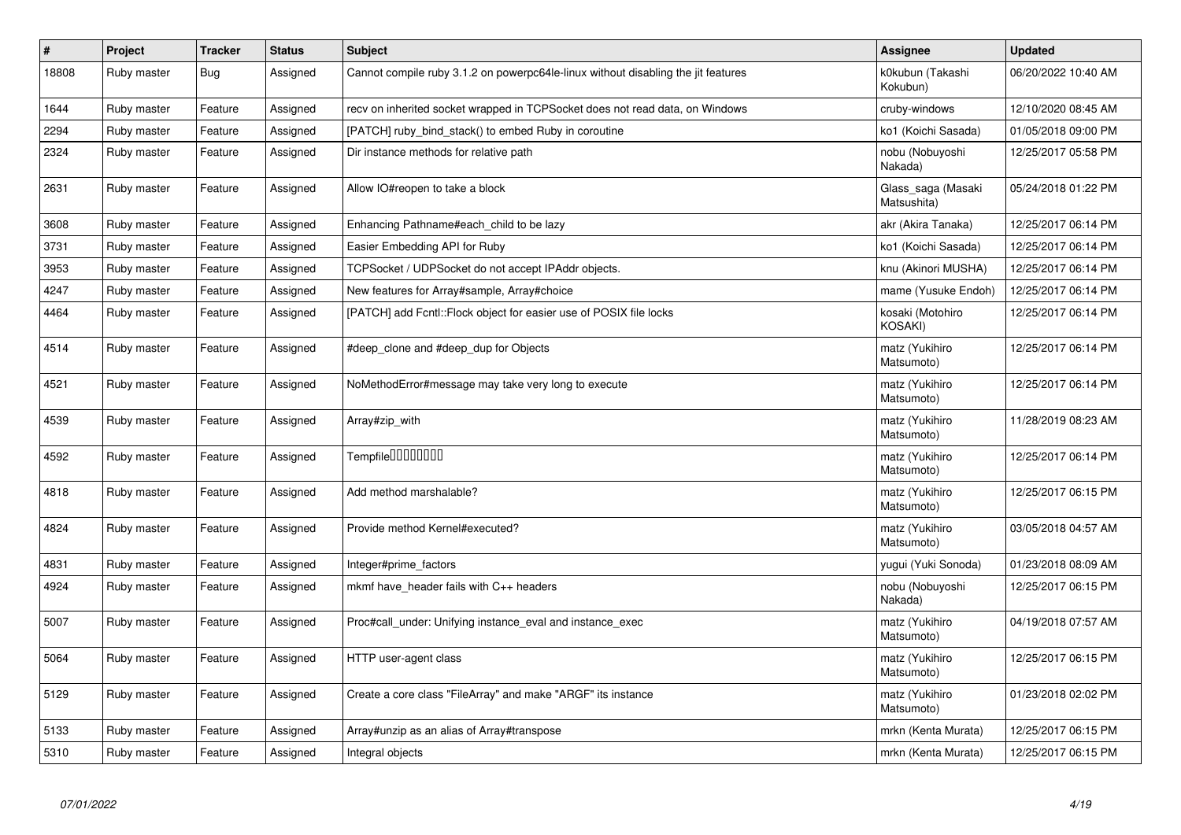| # | Project | Tracker | Status | Subject | Assignee | Updated |
|---|---|---|---|---|---|---|
| 18808 | Ruby master | Bug | Assigned | Cannot compile ruby 3.1.2 on powerpc64le-linux without disabling the jit features | k0kubun (Takashi Kokubun) | 06/20/2022 10:40 AM |
| 1644 | Ruby master | Feature | Assigned | recv on inherited socket wrapped in TCPSocket does not read data, on Windows | cruby-windows | 12/10/2020 08:45 AM |
| 2294 | Ruby master | Feature | Assigned | [PATCH] ruby_bind_stack() to embed Ruby in coroutine | ko1 (Koichi Sasada) | 01/05/2018 09:00 PM |
| 2324 | Ruby master | Feature | Assigned | Dir instance methods for relative path | nobu (Nobuyoshi Nakada) | 12/25/2017 05:58 PM |
| 2631 | Ruby master | Feature | Assigned | Allow IO#reopen to take a block | Glass_saga (Masaki Matsushita) | 05/24/2018 01:22 PM |
| 3608 | Ruby master | Feature | Assigned | Enhancing Pathname#each_child to be lazy | akr (Akira Tanaka) | 12/25/2017 06:14 PM |
| 3731 | Ruby master | Feature | Assigned | Easier Embedding API for Ruby | ko1 (Koichi Sasada) | 12/25/2017 06:14 PM |
| 3953 | Ruby master | Feature | Assigned | TCPSocket / UDPSocket do not accept IPAddr objects. | knu (Akinori MUSHA) | 12/25/2017 06:14 PM |
| 4247 | Ruby master | Feature | Assigned | New features for Array#sample, Array#choice | mame (Yusuke Endoh) | 12/25/2017 06:14 PM |
| 4464 | Ruby master | Feature | Assigned | [PATCH] add Fcntl::Flock object for easier use of POSIX file locks | kosaki (Motohiro KOSAKI) | 12/25/2017 06:14 PM |
| 4514 | Ruby master | Feature | Assigned | #deep_clone and #deep_dup for Objects | matz (Yukihiro Matsumoto) | 12/25/2017 06:14 PM |
| 4521 | Ruby master | Feature | Assigned | NoMethodError#message may take very long to execute | matz (Yukihiro Matsumoto) | 12/25/2017 06:14 PM |
| 4539 | Ruby master | Feature | Assigned | Array#zip_with | matz (Yukihiro Matsumoto) | 11/28/2019 08:23 AM |
| 4592 | Ruby master | Feature | Assigned | Tempfile□□□□□□□□ | matz (Yukihiro Matsumoto) | 12/25/2017 06:14 PM |
| 4818 | Ruby master | Feature | Assigned | Add method marshalable? | matz (Yukihiro Matsumoto) | 12/25/2017 06:15 PM |
| 4824 | Ruby master | Feature | Assigned | Provide method Kernel#executed? | matz (Yukihiro Matsumoto) | 03/05/2018 04:57 AM |
| 4831 | Ruby master | Feature | Assigned | Integer#prime_factors | yugui (Yuki Sonoda) | 01/23/2018 08:09 AM |
| 4924 | Ruby master | Feature | Assigned | mkmf have_header fails with C++ headers | nobu (Nobuyoshi Nakada) | 12/25/2017 06:15 PM |
| 5007 | Ruby master | Feature | Assigned | Proc#call_under: Unifying instance_eval and instance_exec | matz (Yukihiro Matsumoto) | 04/19/2018 07:57 AM |
| 5064 | Ruby master | Feature | Assigned | HTTP user-agent class | matz (Yukihiro Matsumoto) | 12/25/2017 06:15 PM |
| 5129 | Ruby master | Feature | Assigned | Create a core class "FileArray" and make "ARGF" its instance | matz (Yukihiro Matsumoto) | 01/23/2018 02:02 PM |
| 5133 | Ruby master | Feature | Assigned | Array#unzip as an alias of Array#transpose | mrkn (Kenta Murata) | 12/25/2017 06:15 PM |
| 5310 | Ruby master | Feature | Assigned | Integral objects | mrkn (Kenta Murata) | 12/25/2017 06:15 PM |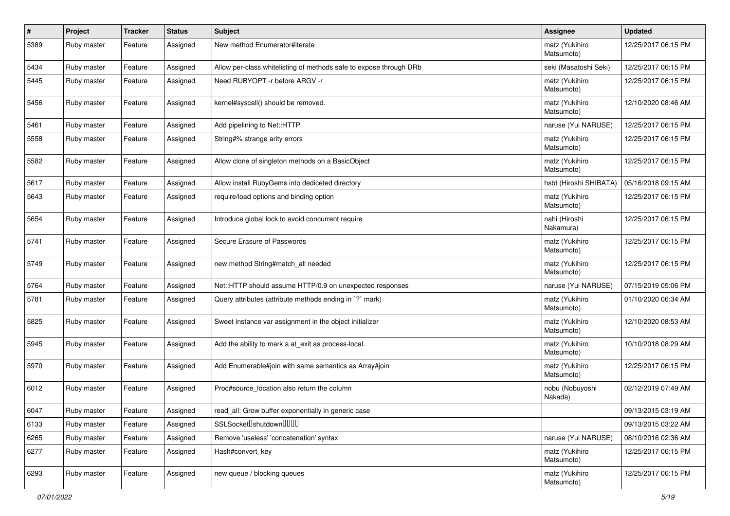| # | Project | Tracker | Status | Subject | Assignee | Updated |
|---|---|---|---|---|---|---|
| 5389 | Ruby master | Feature | Assigned | New method Enumerator#iterate | matz (Yukihiro Matsumoto) | 12/25/2017 06:15 PM |
| 5434 | Ruby master | Feature | Assigned | Allow per-class whitelisting of methods safe to expose through DRb | seki (Masatoshi Seki) | 12/25/2017 06:15 PM |
| 5445 | Ruby master | Feature | Assigned | Need RUBYOPT -r before ARGV -r | matz (Yukihiro Matsumoto) | 12/25/2017 06:15 PM |
| 5456 | Ruby master | Feature | Assigned | kernel#syscall() should be removed. | matz (Yukihiro Matsumoto) | 12/10/2020 08:46 AM |
| 5461 | Ruby master | Feature | Assigned | Add pipelining to Net::HTTP | naruse (Yui NARUSE) | 12/25/2017 06:15 PM |
| 5558 | Ruby master | Feature | Assigned | String#% strange arity errors | matz (Yukihiro Matsumoto) | 12/25/2017 06:15 PM |
| 5582 | Ruby master | Feature | Assigned | Allow clone of singleton methods on a BasicObject | matz (Yukihiro Matsumoto) | 12/25/2017 06:15 PM |
| 5617 | Ruby master | Feature | Assigned | Allow install RubyGems into dediceted directory | hsbt (Hiroshi SHIBATA) | 05/16/2018 09:15 AM |
| 5643 | Ruby master | Feature | Assigned | require/load options and binding option | matz (Yukihiro Matsumoto) | 12/25/2017 06:15 PM |
| 5654 | Ruby master | Feature | Assigned | Introduce global lock to avoid concurrent require | nahi (Hiroshi Nakamura) | 12/25/2017 06:15 PM |
| 5741 | Ruby master | Feature | Assigned | Secure Erasure of Passwords | matz (Yukihiro Matsumoto) | 12/25/2017 06:15 PM |
| 5749 | Ruby master | Feature | Assigned | new method String#match_all needed | matz (Yukihiro Matsumoto) | 12/25/2017 06:15 PM |
| 5764 | Ruby master | Feature | Assigned | Net::HTTP should assume HTTP/0.9 on unexpected responses | naruse (Yui NARUSE) | 07/15/2019 05:06 PM |
| 5781 | Ruby master | Feature | Assigned | Query attributes (attribute methods ending in `?` mark) | matz (Yukihiro Matsumoto) | 01/10/2020 06:34 AM |
| 5825 | Ruby master | Feature | Assigned | Sweet instance var assignment in the object initializer | matz (Yukihiro Matsumoto) | 12/10/2020 08:53 AM |
| 5945 | Ruby master | Feature | Assigned | Add the ability to mark a at_exit as process-local. | matz (Yukihiro Matsumoto) | 10/10/2018 08:29 AM |
| 5970 | Ruby master | Feature | Assigned | Add Enumerable#join with same semantics as Array#join | matz (Yukihiro Matsumoto) | 12/25/2017 06:15 PM |
| 6012 | Ruby master | Feature | Assigned | Proc#source_location also return the column | nobu (Nobuyoshi Nakada) | 02/12/2019 07:49 AM |
| 6047 | Ruby master | Feature | Assigned | read_all: Grow buffer exponentially in generic case | | 09/13/2015 03:19 AM |
| 6133 | Ruby master | Feature | Assigned | SSLSocket�shutdown���� | | 09/13/2015 03:22 AM |
| 6265 | Ruby master | Feature | Assigned | Remove 'useless' 'concatenation' syntax | naruse (Yui NARUSE) | 08/10/2016 02:36 AM |
| 6277 | Ruby master | Feature | Assigned | Hash#convert_key | matz (Yukihiro Matsumoto) | 12/25/2017 06:15 PM |
| 6293 | Ruby master | Feature | Assigned | new queue / blocking queues | matz (Yukihiro Matsumoto) | 12/25/2017 06:15 PM |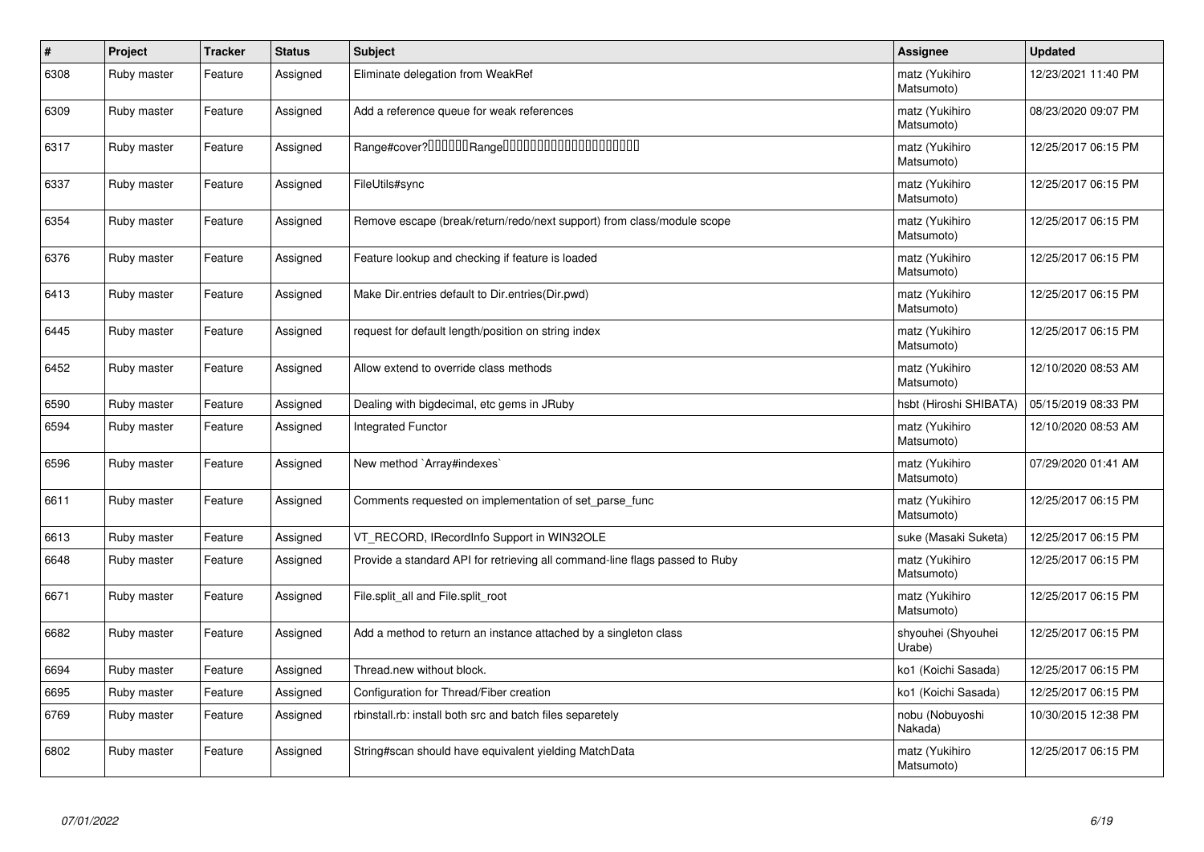| # | Project | Tracker | Status | Subject | Assignee | Updated |
|---|---|---|---|---|---|---|
| 6308 | Ruby master | Feature | Assigned | Eliminate delegation from WeakRef | matz (Yukihiro Matsumoto) | 12/23/2021 11:40 PM |
| 6309 | Ruby master | Feature | Assigned | Add a reference queue for weak references | matz (Yukihiro Matsumoto) | 08/23/2020 09:07 PM |
| 6317 | Ruby master | Feature | Assigned | Range#cover?□□□□□□Range□□□□□□□□□□□□□□□□□□□□ | matz (Yukihiro Matsumoto) | 12/25/2017 06:15 PM |
| 6337 | Ruby master | Feature | Assigned | FileUtils#sync | matz (Yukihiro Matsumoto) | 12/25/2017 06:15 PM |
| 6354 | Ruby master | Feature | Assigned | Remove escape (break/return/redo/next support) from class/module scope | matz (Yukihiro Matsumoto) | 12/25/2017 06:15 PM |
| 6376 | Ruby master | Feature | Assigned | Feature lookup and checking if feature is loaded | matz (Yukihiro Matsumoto) | 12/25/2017 06:15 PM |
| 6413 | Ruby master | Feature | Assigned | Make Dir.entries default to Dir.entries(Dir.pwd) | matz (Yukihiro Matsumoto) | 12/25/2017 06:15 PM |
| 6445 | Ruby master | Feature | Assigned | request for default length/position on string index | matz (Yukihiro Matsumoto) | 12/25/2017 06:15 PM |
| 6452 | Ruby master | Feature | Assigned | Allow extend to override class methods | matz (Yukihiro Matsumoto) | 12/10/2020 08:53 AM |
| 6590 | Ruby master | Feature | Assigned | Dealing with bigdecimal, etc gems in JRuby | hsbt (Hiroshi SHIBATA) | 05/15/2019 08:33 PM |
| 6594 | Ruby master | Feature | Assigned | Integrated Functor | matz (Yukihiro Matsumoto) | 12/10/2020 08:53 AM |
| 6596 | Ruby master | Feature | Assigned | New method `Array#indexes` | matz (Yukihiro Matsumoto) | 07/29/2020 01:41 AM |
| 6611 | Ruby master | Feature | Assigned | Comments requested on implementation of set_parse_func | matz (Yukihiro Matsumoto) | 12/25/2017 06:15 PM |
| 6613 | Ruby master | Feature | Assigned | VT_RECORD, IRecordInfo Support in WIN32OLE | suke (Masaki Suketa) | 12/25/2017 06:15 PM |
| 6648 | Ruby master | Feature | Assigned | Provide a standard API for retrieving all command-line flags passed to Ruby | matz (Yukihiro Matsumoto) | 12/25/2017 06:15 PM |
| 6671 | Ruby master | Feature | Assigned | File.split_all and File.split_root | matz (Yukihiro Matsumoto) | 12/25/2017 06:15 PM |
| 6682 | Ruby master | Feature | Assigned | Add a method to return an instance attached by a singleton class | shyouhei (Shyouhei Urabe) | 12/25/2017 06:15 PM |
| 6694 | Ruby master | Feature | Assigned | Thread.new without block. | ko1 (Koichi Sasada) | 12/25/2017 06:15 PM |
| 6695 | Ruby master | Feature | Assigned | Configuration for Thread/Fiber creation | ko1 (Koichi Sasada) | 12/25/2017 06:15 PM |
| 6769 | Ruby master | Feature | Assigned | rbinstall.rb: install both src and batch files separetely | nobu (Nobuyoshi Nakada) | 10/30/2015 12:38 PM |
| 6802 | Ruby master | Feature | Assigned | String#scan should have equivalent yielding MatchData | matz (Yukihiro Matsumoto) | 12/25/2017 06:15 PM |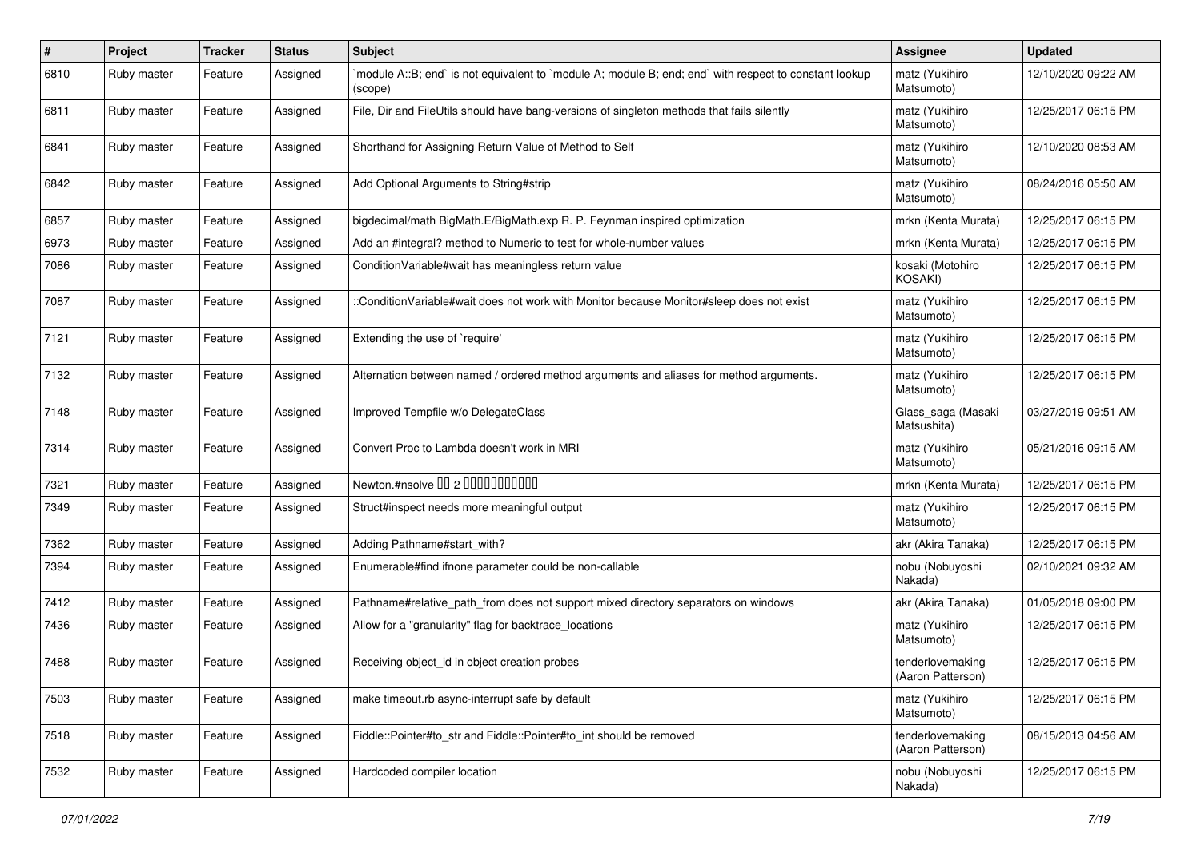| # | Project | Tracker | Status | Subject | Assignee | Updated |
|---|---|---|---|---|---|---|
| 6810 | Ruby master | Feature | Assigned | `module A::B; end` is not equivalent to `module A; module B; end; end` with respect to constant lookup (scope) | matz (Yukihiro Matsumoto) | 12/10/2020 09:22 AM |
| 6811 | Ruby master | Feature | Assigned | File, Dir and FileUtils should have bang-versions of singleton methods that fails silently | matz (Yukihiro Matsumoto) | 12/25/2017 06:15 PM |
| 6841 | Ruby master | Feature | Assigned | Shorthand for Assigning Return Value of Method to Self | matz (Yukihiro Matsumoto) | 12/10/2020 08:53 AM |
| 6842 | Ruby master | Feature | Assigned | Add Optional Arguments to String#strip | matz (Yukihiro Matsumoto) | 08/24/2016 05:50 AM |
| 6857 | Ruby master | Feature | Assigned | bigdecimal/math BigMath.E/BigMath.exp R. P. Feynman inspired optimization | mrkn (Kenta Murata) | 12/25/2017 06:15 PM |
| 6973 | Ruby master | Feature | Assigned | Add an #integral? method to Numeric to test for whole-number values | mrkn (Kenta Murata) | 12/25/2017 06:15 PM |
| 7086 | Ruby master | Feature | Assigned | ConditionVariable#wait has meaningless return value | kosaki (Motohiro KOSAKI) | 12/25/2017 06:15 PM |
| 7087 | Ruby master | Feature | Assigned | ::ConditionVariable#wait does not work with Monitor because Monitor#sleep does not exist | matz (Yukihiro Matsumoto) | 12/25/2017 06:15 PM |
| 7121 | Ruby master | Feature | Assigned | Extending the use of `require' | matz (Yukihiro Matsumoto) | 12/25/2017 06:15 PM |
| 7132 | Ruby master | Feature | Assigned | Alternation between named / ordered method arguments and aliases for method arguments. | matz (Yukihiro Matsumoto) | 12/25/2017 06:15 PM |
| 7148 | Ruby master | Feature | Assigned | Improved Tempfile w/o DelegateClass | Glass_saga (Masaki Matsushita) | 03/27/2019 09:51 AM |
| 7314 | Ruby master | Feature | Assigned | Convert Proc to Lambda doesn't work in MRI | matz (Yukihiro Matsumoto) | 05/21/2016 09:15 AM |
| 7321 | Ruby master | Feature | Assigned | Newton.#nsolve ?? 2 ?????????? | mrkn (Kenta Murata) | 12/25/2017 06:15 PM |
| 7349 | Ruby master | Feature | Assigned | Struct#inspect needs more meaningful output | matz (Yukihiro Matsumoto) | 12/25/2017 06:15 PM |
| 7362 | Ruby master | Feature | Assigned | Adding Pathname#start_with? | akr (Akira Tanaka) | 12/25/2017 06:15 PM |
| 7394 | Ruby master | Feature | Assigned | Enumerable#find ifnone parameter could be non-callable | nobu (Nobuyoshi Nakada) | 02/10/2021 09:32 AM |
| 7412 | Ruby master | Feature | Assigned | Pathname#relative_path_from does not support mixed directory separators on windows | akr (Akira Tanaka) | 01/05/2018 09:00 PM |
| 7436 | Ruby master | Feature | Assigned | Allow for a "granularity" flag for backtrace_locations | matz (Yukihiro Matsumoto) | 12/25/2017 06:15 PM |
| 7488 | Ruby master | Feature | Assigned | Receiving object_id in object creation probes | tenderlovemaking (Aaron Patterson) | 12/25/2017 06:15 PM |
| 7503 | Ruby master | Feature | Assigned | make timeout.rb async-interrupt safe by default | matz (Yukihiro Matsumoto) | 12/25/2017 06:15 PM |
| 7518 | Ruby master | Feature | Assigned | Fiddle::Pointer#to_str and Fiddle::Pointer#to_int should be removed | tenderlovemaking (Aaron Patterson) | 08/15/2013 04:56 AM |
| 7532 | Ruby master | Feature | Assigned | Hardcoded compiler location | nobu (Nobuyoshi Nakada) | 12/25/2017 06:15 PM |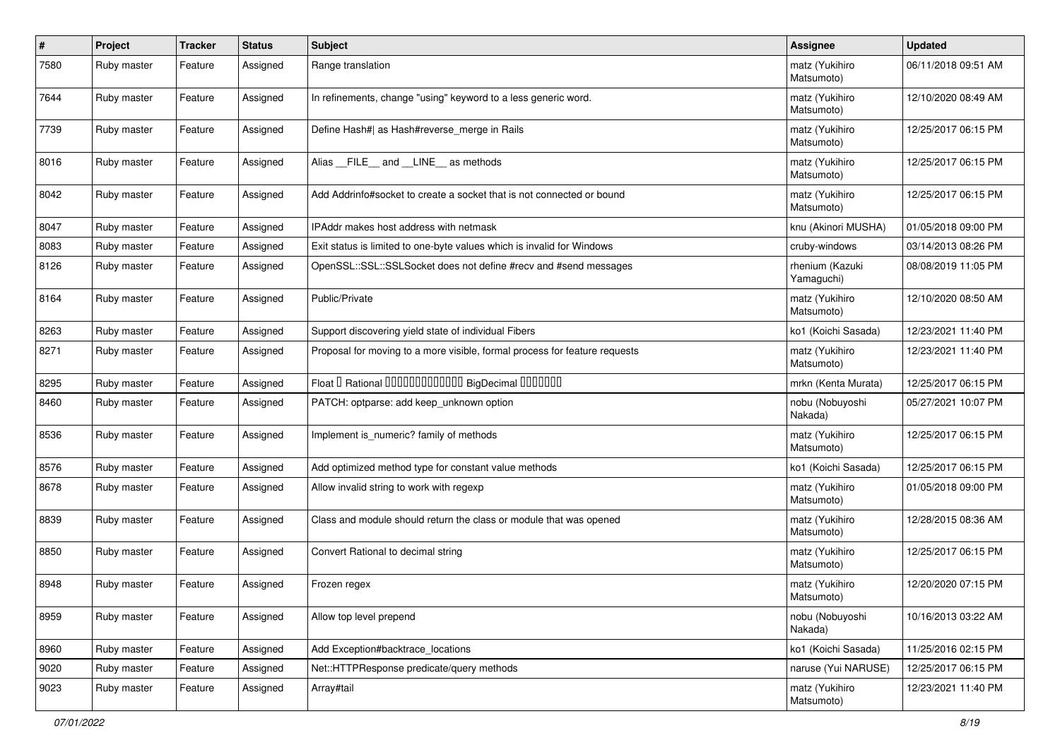| # | Project | Tracker | Status | Subject | Assignee | Updated |
|---|---|---|---|---|---|---|
| 7580 | Ruby master | Feature | Assigned | Range translation | matz (Yukihiro Matsumoto) | 06/11/2018 09:51 AM |
| 7644 | Ruby master | Feature | Assigned | In refinements, change "using" keyword to a less generic word. | matz (Yukihiro Matsumoto) | 12/10/2020 08:49 AM |
| 7739 | Ruby master | Feature | Assigned | Define Hash#\| as Hash#reverse_merge in Rails | matz (Yukihiro Matsumoto) | 12/25/2017 06:15 PM |
| 8016 | Ruby master | Feature | Assigned | Alias __FILE__ and __LINE__ as methods | matz (Yukihiro Matsumoto) | 12/25/2017 06:15 PM |
| 8042 | Ruby master | Feature | Assigned | Add Addrinfo#socket to create a socket that is not connected or bound | matz (Yukihiro Matsumoto) | 12/25/2017 06:15 PM |
| 8047 | Ruby master | Feature | Assigned | IPAddr makes host address with netmask | knu (Akinori MUSHA) | 01/05/2018 09:00 PM |
| 8083 | Ruby master | Feature | Assigned | Exit status is limited to one-byte values which is invalid for Windows | cruby-windows | 03/14/2013 08:26 PM |
| 8126 | Ruby master | Feature | Assigned | OpenSSL::SSL::SSLSocket does not define #recv and #send messages | rhenium (Kazuki Yamaguchi) | 08/08/2019 11:05 PM |
| 8164 | Ruby master | Feature | Assigned | Public/Private | matz (Yukihiro Matsumoto) | 12/10/2020 08:50 AM |
| 8263 | Ruby master | Feature | Assigned | Support discovering yield state of individual Fibers | ko1 (Koichi Sasada) | 12/23/2021 11:40 PM |
| 8271 | Ruby master | Feature | Assigned | Proposal for moving to a more visible, formal process for feature requests | matz (Yukihiro Matsumoto) | 12/23/2021 11:40 PM |
| 8295 | Ruby master | Feature | Assigned | Float  Rational  BigDecimal  | mrkn (Kenta Murata) | 12/25/2017 06:15 PM |
| 8460 | Ruby master | Feature | Assigned | PATCH: optparse: add keep_unknown option | nobu (Nobuyoshi Nakada) | 05/27/2021 10:07 PM |
| 8536 | Ruby master | Feature | Assigned | Implement is_numeric? family of methods | matz (Yukihiro Matsumoto) | 12/25/2017 06:15 PM |
| 8576 | Ruby master | Feature | Assigned | Add optimized method type for constant value methods | ko1 (Koichi Sasada) | 12/25/2017 06:15 PM |
| 8678 | Ruby master | Feature | Assigned | Allow invalid string to work with regexp | matz (Yukihiro Matsumoto) | 01/05/2018 09:00 PM |
| 8839 | Ruby master | Feature | Assigned | Class and module should return the class or module that was opened | matz (Yukihiro Matsumoto) | 12/28/2015 08:36 AM |
| 8850 | Ruby master | Feature | Assigned | Convert Rational to decimal string | matz (Yukihiro Matsumoto) | 12/25/2017 06:15 PM |
| 8948 | Ruby master | Feature | Assigned | Frozen regex | matz (Yukihiro Matsumoto) | 12/20/2020 07:15 PM |
| 8959 | Ruby master | Feature | Assigned | Allow top level prepend | nobu (Nobuyoshi Nakada) | 10/16/2013 03:22 AM |
| 8960 | Ruby master | Feature | Assigned | Add Exception#backtrace_locations | ko1 (Koichi Sasada) | 11/25/2016 02:15 PM |
| 9020 | Ruby master | Feature | Assigned | Net::HTTPResponse predicate/query methods | naruse (Yui NARUSE) | 12/25/2017 06:15 PM |
| 9023 | Ruby master | Feature | Assigned | Array#tail | matz (Yukihiro Matsumoto) | 12/23/2021 11:40 PM |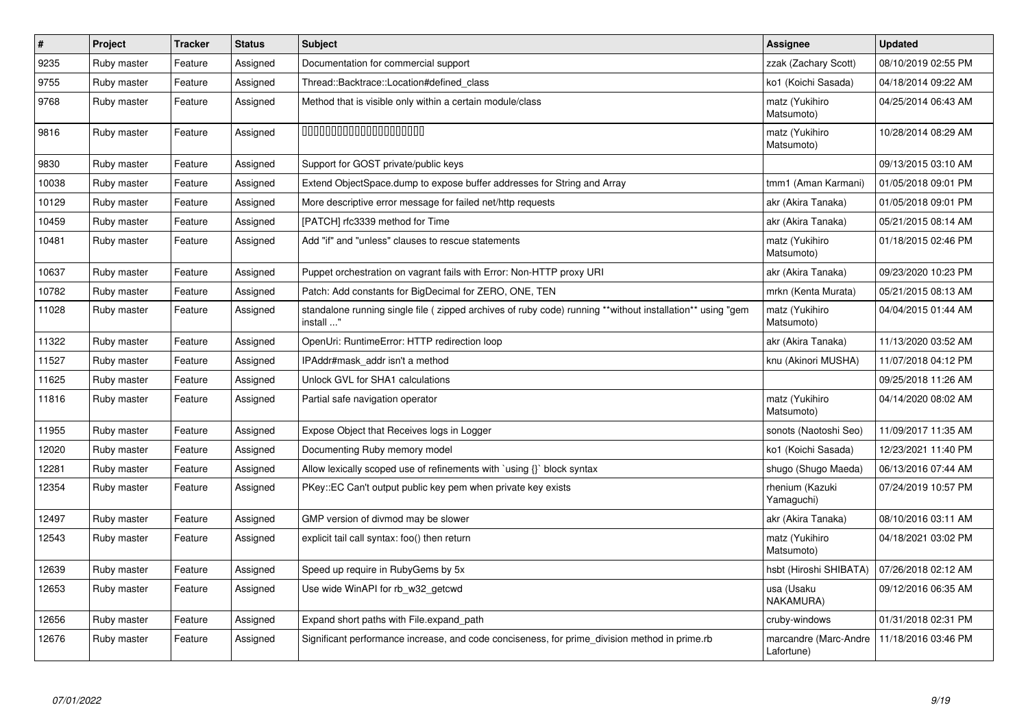| # | Project | Tracker | Status | Subject | Assignee | Updated |
|---|---|---|---|---|---|---|
| 9235 | Ruby master | Feature | Assigned | Documentation for commercial support | zzak (Zachary Scott) | 08/10/2019 02:55 PM |
| 9755 | Ruby master | Feature | Assigned | Thread::Backtrace::Location#defined_class | ko1 (Koichi Sasada) | 04/18/2014 09:22 AM |
| 9768 | Ruby master | Feature | Assigned | Method that is visible only within a certain module/class | matz (Yukihiro Matsumoto) | 04/25/2014 06:43 AM |
| 9816 | Ruby master | Feature | Assigned | 00000000000000000000000 | matz (Yukihiro Matsumoto) | 10/28/2014 08:29 AM |
| 9830 | Ruby master | Feature | Assigned | Support for GOST private/public keys | | 09/13/2015 03:10 AM |
| 10038 | Ruby master | Feature | Assigned | Extend ObjectSpace.dump to expose buffer addresses for String and Array | tmm1 (Aman Karmani) | 01/05/2018 09:01 PM |
| 10129 | Ruby master | Feature | Assigned | More descriptive error message for failed net/http requests | akr (Akira Tanaka) | 01/05/2018 09:01 PM |
| 10459 | Ruby master | Feature | Assigned | [PATCH] rfc3339 method for Time | akr (Akira Tanaka) | 05/21/2015 08:14 AM |
| 10481 | Ruby master | Feature | Assigned | Add "if" and "unless" clauses to rescue statements | matz (Yukihiro Matsumoto) | 01/18/2015 02:46 PM |
| 10637 | Ruby master | Feature | Assigned | Puppet orchestration on vagrant fails with Error: Non-HTTP proxy URI | akr (Akira Tanaka) | 09/23/2020 10:23 PM |
| 10782 | Ruby master | Feature | Assigned | Patch: Add constants for BigDecimal for ZERO, ONE, TEN | mrkn (Kenta Murata) | 05/21/2015 08:13 AM |
| 11028 | Ruby master | Feature | Assigned | standalone running single file ( zipped archives of ruby code) running **without installation** using "gem install ..." | matz (Yukihiro Matsumoto) | 04/04/2015 01:44 AM |
| 11322 | Ruby master | Feature | Assigned | OpenUri: RuntimeError: HTTP redirection loop | akr (Akira Tanaka) | 11/13/2020 03:52 AM |
| 11527 | Ruby master | Feature | Assigned | IPAddr#mask_addr isn't a method | knu (Akinori MUSHA) | 11/07/2018 04:12 PM |
| 11625 | Ruby master | Feature | Assigned | Unlock GVL for SHA1 calculations | | 09/25/2018 11:26 AM |
| 11816 | Ruby master | Feature | Assigned | Partial safe navigation operator | matz (Yukihiro Matsumoto) | 04/14/2020 08:02 AM |
| 11955 | Ruby master | Feature | Assigned | Expose Object that Receives logs in Logger | sonots (Naotoshi Seo) | 11/09/2017 11:35 AM |
| 12020 | Ruby master | Feature | Assigned | Documenting Ruby memory model | ko1 (Koichi Sasada) | 12/23/2021 11:40 PM |
| 12281 | Ruby master | Feature | Assigned | Allow lexically scoped use of refinements with `using {}` block syntax | shugo (Shugo Maeda) | 06/13/2016 07:44 AM |
| 12354 | Ruby master | Feature | Assigned | PKey::EC Can't output public key pem when private key exists | rhenium (Kazuki Yamaguchi) | 07/24/2019 10:57 PM |
| 12497 | Ruby master | Feature | Assigned | GMP version of divmod may be slower | akr (Akira Tanaka) | 08/10/2016 03:11 AM |
| 12543 | Ruby master | Feature | Assigned | explicit tail call syntax: foo() then return | matz (Yukihiro Matsumoto) | 04/18/2021 03:02 PM |
| 12639 | Ruby master | Feature | Assigned | Speed up require in RubyGems by 5x | hsbt (Hiroshi SHIBATA) | 07/26/2018 02:12 AM |
| 12653 | Ruby master | Feature | Assigned | Use wide WinAPI for rb_w32_getcwd | usa (Usaku NAKAMURA) | 09/12/2016 06:35 AM |
| 12656 | Ruby master | Feature | Assigned | Expand short paths with File.expand_path | cruby-windows | 01/31/2018 02:31 PM |
| 12676 | Ruby master | Feature | Assigned | Significant performance increase, and code conciseness, for prime_division method in prime.rb | marcandre (Marc-Andre Lafortune) | 11/18/2016 03:46 PM |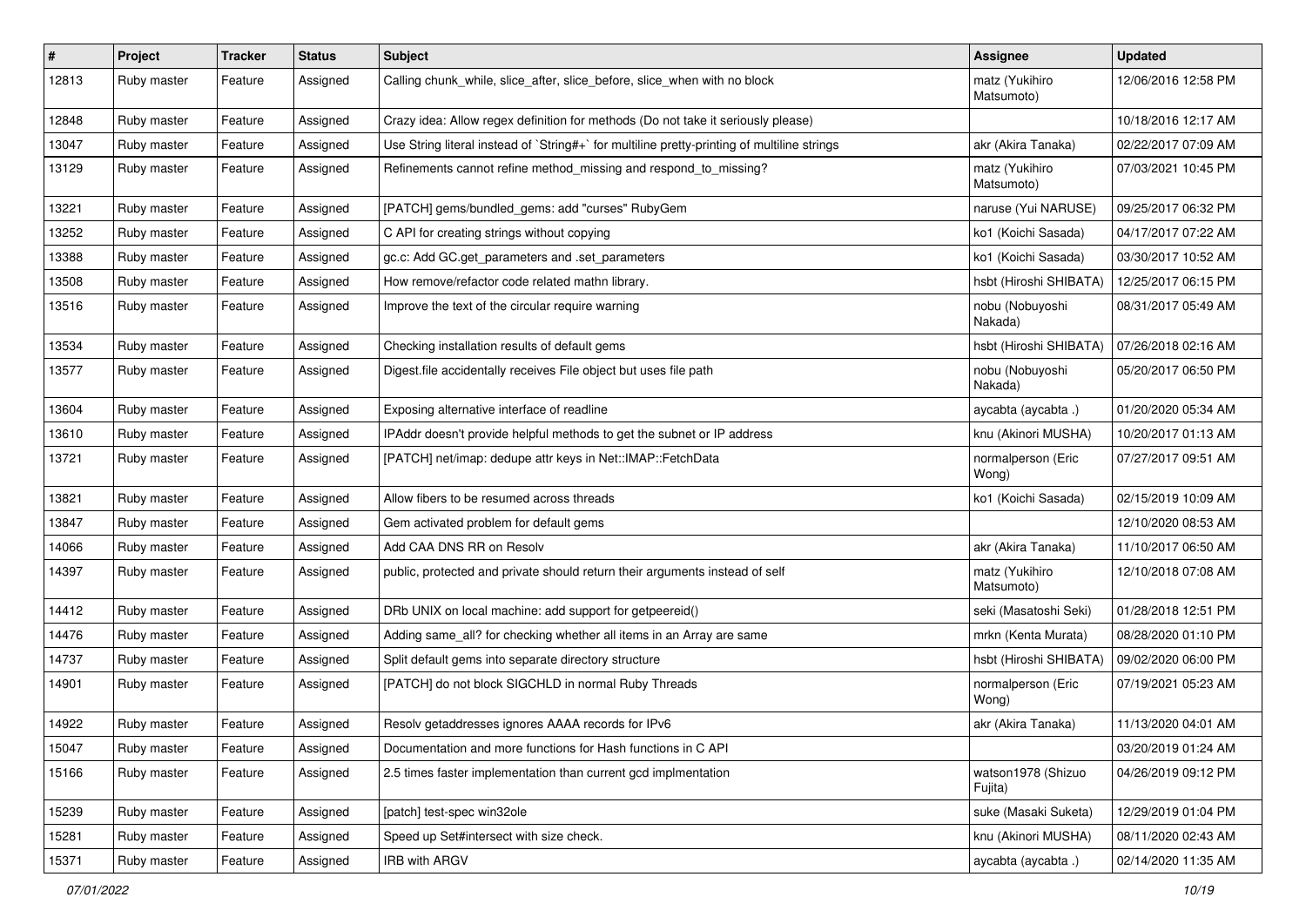| # | Project | Tracker | Status | Subject | Assignee | Updated |
|---|---|---|---|---|---|---|
| 12813 | Ruby master | Feature | Assigned | Calling chunk_while, slice_after, slice_before, slice_when with no block | matz (Yukihiro Matsumoto) | 12/06/2016 12:58 PM |
| 12848 | Ruby master | Feature | Assigned | Crazy idea: Allow regex definition for methods (Do not take it seriously please) | | 10/18/2016 12:17 AM |
| 13047 | Ruby master | Feature | Assigned | Use String literal instead of `String#+` for multiline pretty-printing of multiline strings | akr (Akira Tanaka) | 02/22/2017 07:09 AM |
| 13129 | Ruby master | Feature | Assigned | Refinements cannot refine method_missing and respond_to_missing? | matz (Yukihiro Matsumoto) | 07/03/2021 10:45 PM |
| 13221 | Ruby master | Feature | Assigned | [PATCH] gems/bundled_gems: add "curses" RubyGem | naruse (Yui NARUSE) | 09/25/2017 06:32 PM |
| 13252 | Ruby master | Feature | Assigned | C API for creating strings without copying | ko1 (Koichi Sasada) | 04/17/2017 07:22 AM |
| 13388 | Ruby master | Feature | Assigned | gc.c: Add GC.get_parameters and .set_parameters | ko1 (Koichi Sasada) | 03/30/2017 10:52 AM |
| 13508 | Ruby master | Feature | Assigned | How remove/refactor code related mathn library. | hsbt (Hiroshi SHIBATA) | 12/25/2017 06:15 PM |
| 13516 | Ruby master | Feature | Assigned | Improve the text of the circular require warning | nobu (Nobuyoshi Nakada) | 08/31/2017 05:49 AM |
| 13534 | Ruby master | Feature | Assigned | Checking installation results of default gems | hsbt (Hiroshi SHIBATA) | 07/26/2018 02:16 AM |
| 13577 | Ruby master | Feature | Assigned | Digest.file accidentally receives File object but uses file path | nobu (Nobuyoshi Nakada) | 05/20/2017 06:50 PM |
| 13604 | Ruby master | Feature | Assigned | Exposing alternative interface of readline | aycabta (aycabta .) | 01/20/2020 05:34 AM |
| 13610 | Ruby master | Feature | Assigned | IPAddr doesn't provide helpful methods to get the subnet or IP address | knu (Akinori MUSHA) | 10/20/2017 01:13 AM |
| 13721 | Ruby master | Feature | Assigned | [PATCH] net/imap: dedupe attr keys in Net::IMAP::FetchData | normalperson (Eric Wong) | 07/27/2017 09:51 AM |
| 13821 | Ruby master | Feature | Assigned | Allow fibers to be resumed across threads | ko1 (Koichi Sasada) | 02/15/2019 10:09 AM |
| 13847 | Ruby master | Feature | Assigned | Gem activated problem for default gems | | 12/10/2020 08:53 AM |
| 14066 | Ruby master | Feature | Assigned | Add CAA DNS RR on Resolv | akr (Akira Tanaka) | 11/10/2017 06:50 AM |
| 14397 | Ruby master | Feature | Assigned | public, protected and private should return their arguments instead of self | matz (Yukihiro Matsumoto) | 12/10/2018 07:08 AM |
| 14412 | Ruby master | Feature | Assigned | DRb UNIX on local machine: add support for getpeereid() | seki (Masatoshi Seki) | 01/28/2018 12:51 PM |
| 14476 | Ruby master | Feature | Assigned | Adding same_all? for checking whether all items in an Array are same | mrkn (Kenta Murata) | 08/28/2020 01:10 PM |
| 14737 | Ruby master | Feature | Assigned | Split default gems into separate directory structure | hsbt (Hiroshi SHIBATA) | 09/02/2020 06:00 PM |
| 14901 | Ruby master | Feature | Assigned | [PATCH] do not block SIGCHLD in normal Ruby Threads | normalperson (Eric Wong) | 07/19/2021 05:23 AM |
| 14922 | Ruby master | Feature | Assigned | Resolv getaddresses ignores AAAA records for IPv6 | akr (Akira Tanaka) | 11/13/2020 04:01 AM |
| 15047 | Ruby master | Feature | Assigned | Documentation and more functions for Hash functions in C API | | 03/20/2019 01:24 AM |
| 15166 | Ruby master | Feature | Assigned | 2.5 times faster implementation than current gcd implmentation | watson1978 (Shizuo Fujita) | 04/26/2019 09:12 PM |
| 15239 | Ruby master | Feature | Assigned | [patch] test-spec win32ole | suke (Masaki Suketa) | 12/29/2019 01:04 PM |
| 15281 | Ruby master | Feature | Assigned | Speed up Set#intersect with size check. | knu (Akinori MUSHA) | 08/11/2020 02:43 AM |
| 15371 | Ruby master | Feature | Assigned | IRB with ARGV | aycabta (aycabta .) | 02/14/2020 11:35 AM |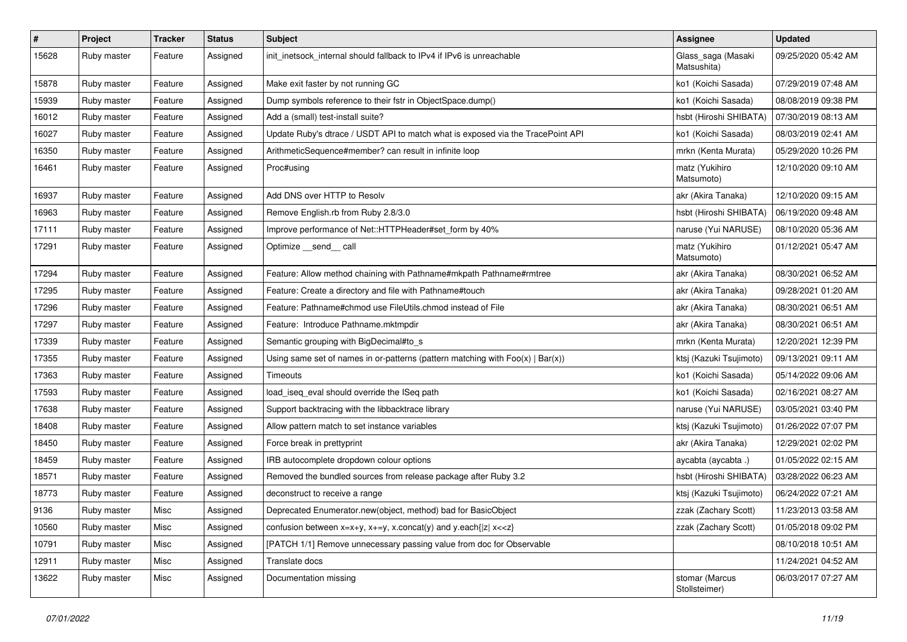| # | Project | Tracker | Status | Subject | Assignee | Updated |
|---|---|---|---|---|---|---|
| 15628 | Ruby master | Feature | Assigned | init_inetsock_internal should fallback to IPv4 if IPv6 is unreachable | Glass_saga (Masaki Matsushita) | 09/25/2020 05:42 AM |
| 15878 | Ruby master | Feature | Assigned | Make exit faster by not running GC | ko1 (Koichi Sasada) | 07/29/2019 07:48 AM |
| 15939 | Ruby master | Feature | Assigned | Dump symbols reference to their fstr in ObjectSpace.dump() | ko1 (Koichi Sasada) | 08/08/2019 09:38 PM |
| 16012 | Ruby master | Feature | Assigned | Add a (small) test-install suite? | hsbt (Hiroshi SHIBATA) | 07/30/2019 08:13 AM |
| 16027 | Ruby master | Feature | Assigned | Update Ruby's dtrace / USDT API to match what is exposed via the TracePoint API | ko1 (Koichi Sasada) | 08/03/2019 02:41 AM |
| 16350 | Ruby master | Feature | Assigned | ArithmeticSequence#member? can result in infinite loop | mrkn (Kenta Murata) | 05/29/2020 10:26 PM |
| 16461 | Ruby master | Feature | Assigned | Proc#using | matz (Yukihiro Matsumoto) | 12/10/2020 09:10 AM |
| 16937 | Ruby master | Feature | Assigned | Add DNS over HTTP to Resolv | akr (Akira Tanaka) | 12/10/2020 09:15 AM |
| 16963 | Ruby master | Feature | Assigned | Remove English.rb from Ruby 2.8/3.0 | hsbt (Hiroshi SHIBATA) | 06/19/2020 09:48 AM |
| 17111 | Ruby master | Feature | Assigned | Improve performance of Net::HTTPHeader#set_form by 40% | naruse (Yui NARUSE) | 08/10/2020 05:36 AM |
| 17291 | Ruby master | Feature | Assigned | Optimize __send__ call | matz (Yukihiro Matsumoto) | 01/12/2021 05:47 AM |
| 17294 | Ruby master | Feature | Assigned | Feature: Allow method chaining with Pathname#mkpath Pathname#rmtree | akr (Akira Tanaka) | 08/30/2021 06:52 AM |
| 17295 | Ruby master | Feature | Assigned | Feature: Create a directory and file with Pathname#touch | akr (Akira Tanaka) | 09/28/2021 01:20 AM |
| 17296 | Ruby master | Feature | Assigned | Feature: Pathname#chmod use FileUtils.chmod instead of File | akr (Akira Tanaka) | 08/30/2021 06:51 AM |
| 17297 | Ruby master | Feature | Assigned | Feature: Introduce Pathname.mktmpdir | akr (Akira Tanaka) | 08/30/2021 06:51 AM |
| 17339 | Ruby master | Feature | Assigned | Semantic grouping with BigDecimal#to_s | mrkn (Kenta Murata) | 12/20/2021 12:39 PM |
| 17355 | Ruby master | Feature | Assigned | Using same set of names in or-patterns (pattern matching with Foo(x) \| Bar(x)) | ktsj (Kazuki Tsujimoto) | 09/13/2021 09:11 AM |
| 17363 | Ruby master | Feature | Assigned | Timeouts | ko1 (Koichi Sasada) | 05/14/2022 09:06 AM |
| 17593 | Ruby master | Feature | Assigned | load_iseq_eval should override the ISeq path | ko1 (Koichi Sasada) | 02/16/2021 08:27 AM |
| 17638 | Ruby master | Feature | Assigned | Support backtracing with the libbacktrace library | naruse (Yui NARUSE) | 03/05/2021 03:40 PM |
| 18408 | Ruby master | Feature | Assigned | Allow pattern match to set instance variables | ktsj (Kazuki Tsujimoto) | 01/26/2022 07:07 PM |
| 18450 | Ruby master | Feature | Assigned | Force break in prettyprint | akr (Akira Tanaka) | 12/29/2021 02:02 PM |
| 18459 | Ruby master | Feature | Assigned | IRB autocomplete dropdown colour options | aycabta (aycabta .) | 01/05/2022 02:15 AM |
| 18571 | Ruby master | Feature | Assigned | Removed the bundled sources from release package after Ruby 3.2 | hsbt (Hiroshi SHIBATA) | 03/28/2022 06:23 AM |
| 18773 | Ruby master | Feature | Assigned | deconstruct to receive a range | ktsj (Kazuki Tsujimoto) | 06/24/2022 07:21 AM |
| 9136 | Ruby master | Misc | Assigned | Deprecated Enumerator.new(object, method) bad for BasicObject | zzak (Zachary Scott) | 11/23/2013 03:58 AM |
| 10560 | Ruby master | Misc | Assigned | confusion between x=x+y, x+=y, x.concat(y) and y.each{\|z\| x<<z} | zzak (Zachary Scott) | 01/05/2018 09:02 PM |
| 10791 | Ruby master | Misc | Assigned | [PATCH 1/1] Remove unnecessary passing value from doc for Observable | | 08/10/2018 10:51 AM |
| 12911 | Ruby master | Misc | Assigned | Translate docs | | 11/24/2021 04:52 AM |
| 13622 | Ruby master | Misc | Assigned | Documentation missing | stomar (Marcus Stollsteimer) | 06/03/2017 07:27 AM |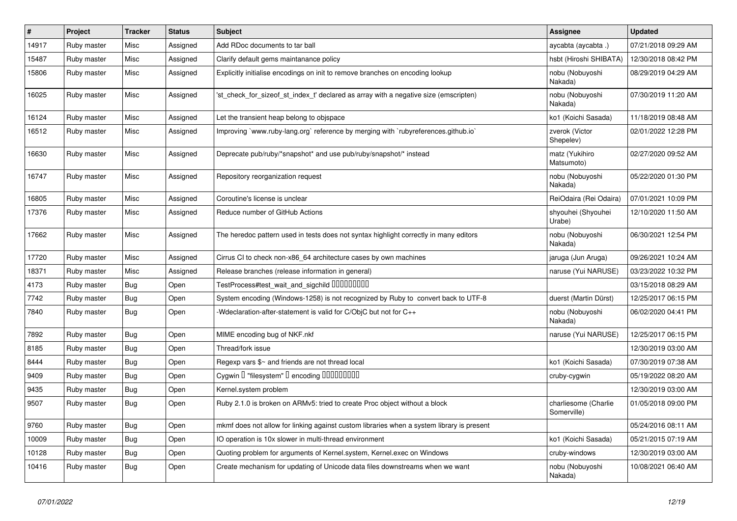| # | Project | Tracker | Status | Subject | Assignee | Updated |
|---|---|---|---|---|---|---|
| 14917 | Ruby master | Misc | Assigned | Add RDoc documents to tar ball | aycabta (aycabta .) | 07/21/2018 09:29 AM |
| 15487 | Ruby master | Misc | Assigned | Clarify default gems maintanance policy | hsbt (Hiroshi SHIBATA) | 12/30/2018 08:42 PM |
| 15806 | Ruby master | Misc | Assigned | Explicitly initialise encodings on init to remove branches on encoding lookup | nobu (Nobuyoshi Nakada) | 08/29/2019 04:29 AM |
| 16025 | Ruby master | Misc | Assigned | 'st_check_for_sizeof_st_index_t' declared as array with a negative size (emscripten) | nobu (Nobuyoshi Nakada) | 07/30/2019 11:20 AM |
| 16124 | Ruby master | Misc | Assigned | Let the transient heap belong to objspace | ko1 (Koichi Sasada) | 11/18/2019 08:48 AM |
| 16512 | Ruby master | Misc | Assigned | Improving `www.ruby-lang.org` reference by merging with `rubyreferences.github.io` | zverok (Victor Shepelev) | 02/01/2022 12:28 PM |
| 16630 | Ruby master | Misc | Assigned | Deprecate pub/ruby/*snapshot* and use pub/ruby/snapshot/* instead | matz (Yukihiro Matsumoto) | 02/27/2020 09:52 AM |
| 16747 | Ruby master | Misc | Assigned | Repository reorganization request | nobu (Nobuyoshi Nakada) | 05/22/2020 01:30 PM |
| 16805 | Ruby master | Misc | Assigned | Coroutine's license is unclear | ReiOdaira (Rei Odaira) | 07/01/2021 10:09 PM |
| 17376 | Ruby master | Misc | Assigned | Reduce number of GitHub Actions | shyouhei (Shyouhei Urabe) | 12/10/2020 11:50 AM |
| 17662 | Ruby master | Misc | Assigned | The heredoc pattern used in tests does not syntax highlight correctly in many editors | nobu (Nobuyoshi Nakada) | 06/30/2021 12:54 PM |
| 17720 | Ruby master | Misc | Assigned | Cirrus CI to check non-x86_64 architecture cases by own machines | jaruga (Jun Aruga) | 09/26/2021 10:24 AM |
| 18371 | Ruby master | Misc | Assigned | Release branches (release information in general) | naruse (Yui NARUSE) | 03/23/2022 10:32 PM |
| 4173 | Ruby master | Bug | Open | TestProcess#test_wait_and_sigchild □□□□□□□□□ | | 03/15/2018 08:29 AM |
| 7742 | Ruby master | Bug | Open | System encoding (Windows-1258) is not recognized by Ruby to convert back to UTF-8 | duerst (Martin Dürst) | 12/25/2017 06:15 PM |
| 7840 | Ruby master | Bug | Open | -Wdeclaration-after-statement is valid for C/ObjC but not for C++ | nobu (Nobuyoshi Nakada) | 06/02/2020 04:41 PM |
| 7892 | Ruby master | Bug | Open | MIME encoding bug of NKF.nkf | naruse (Yui NARUSE) | 12/25/2017 06:15 PM |
| 8185 | Ruby master | Bug | Open | Thread/fork issue | | 12/30/2019 03:00 AM |
| 8444 | Ruby master | Bug | Open | Regexp vars $~ and friends are not thread local | ko1 (Koichi Sasada) | 07/30/2019 07:38 AM |
| 9409 | Ruby master | Bug | Open | Cygwin □ "filesystem" □ encoding □□□□□□□□□ | cruby-cygwin | 05/19/2022 08:20 AM |
| 9435 | Ruby master | Bug | Open | Kernel.system problem | | 12/30/2019 03:00 AM |
| 9507 | Ruby master | Bug | Open | Ruby 2.1.0 is broken on ARMv5: tried to create Proc object without a block | charliesome (Charlie Somerville) | 01/05/2018 09:00 PM |
| 9760 | Ruby master | Bug | Open | mkmf does not allow for linking against custom libraries when a system library is present | | 05/24/2016 08:11 AM |
| 10009 | Ruby master | Bug | Open | IO operation is 10x slower in multi-thread environment | ko1 (Koichi Sasada) | 05/21/2015 07:19 AM |
| 10128 | Ruby master | Bug | Open | Quoting problem for arguments of Kernel.system, Kernel.exec on Windows | cruby-windows | 12/30/2019 03:00 AM |
| 10416 | Ruby master | Bug | Open | Create mechanism for updating of Unicode data files downstreams when we want | nobu (Nobuyoshi Nakada) | 10/08/2021 06:40 AM |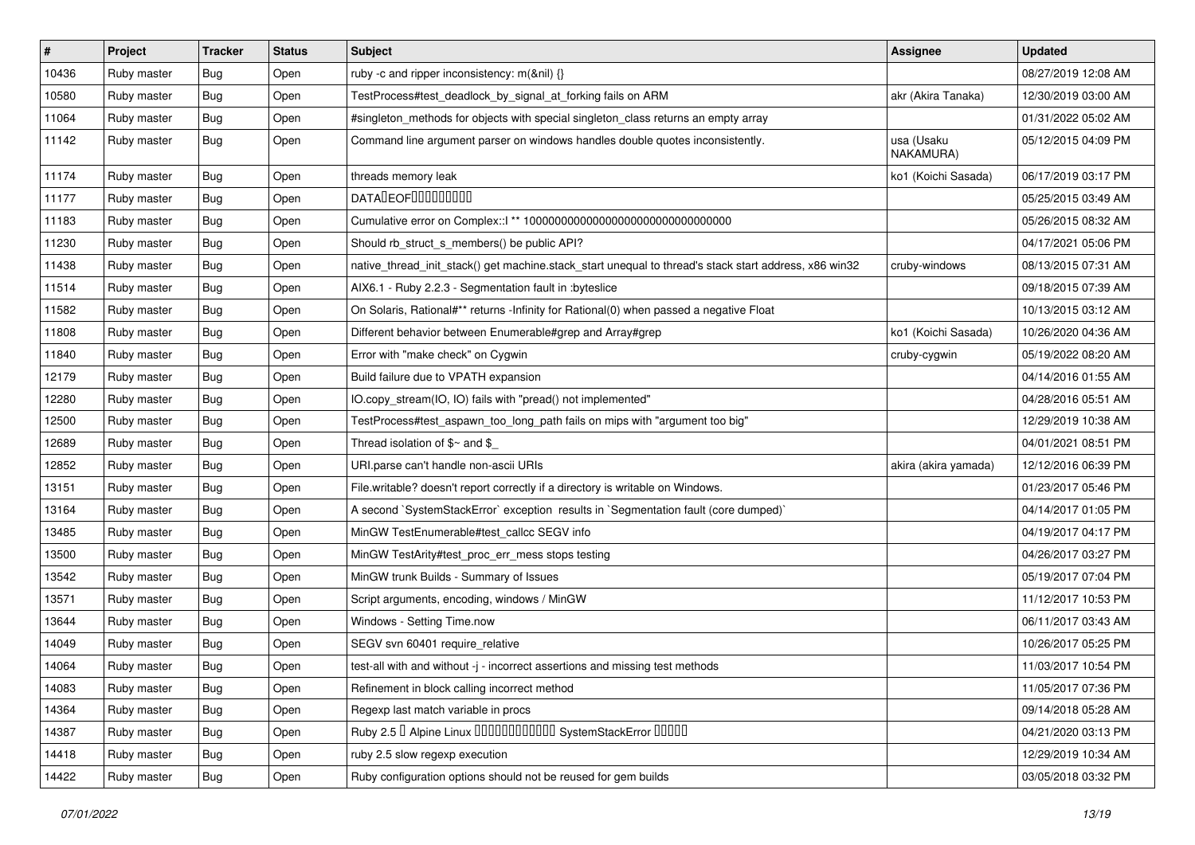| # | Project | Tracker | Status | Subject | Assignee | Updated |
|---|---|---|---|---|---|---|
| 10436 | Ruby master | Bug | Open | ruby -c and ripper inconsistency: m(&nil) {} | | 08/27/2019 12:08 AM |
| 10580 | Ruby master | Bug | Open | TestProcess#test_deadlock_by_signal_at_forking fails on ARM | akr (Akira Tanaka) | 12/30/2019 03:00 AM |
| 11064 | Ruby master | Bug | Open | #singleton_methods for objects with special singleton_class returns an empty array | | 01/31/2022 05:02 AM |
| 11142 | Ruby master | Bug | Open | Command line argument parser on windows handles double quotes inconsistently. | usa (Usaku NAKAMURA) | 05/12/2015 04:09 PM |
| 11174 | Ruby master | Bug | Open | threads memory leak | ko1 (Koichi Sasada) | 06/17/2019 03:17 PM |
| 11177 | Ruby master | Bug | Open | DATA�EOF��������� | | 05/25/2015 03:49 AM |
| 11183 | Ruby master | Bug | Open | Cumulative error on Complex::I ** 100000000000000000000000000000000 | | 05/26/2015 08:32 AM |
| 11230 | Ruby master | Bug | Open | Should rb_struct_s_members() be public API? | | 04/17/2021 05:06 PM |
| 11438 | Ruby master | Bug | Open | native_thread_init_stack() get machine.stack_start unequal to thread's stack start address, x86 win32 | cruby-windows | 08/13/2015 07:31 AM |
| 11514 | Ruby master | Bug | Open | AIX6.1 - Ruby 2.2.3 - Segmentation fault in :byteslice | | 09/18/2015 07:39 AM |
| 11582 | Ruby master | Bug | Open | On Solaris, Rational#** returns -Infinity for Rational(0) when passed a negative Float | | 10/13/2015 03:12 AM |
| 11808 | Ruby master | Bug | Open | Different behavior between Enumerable#grep and Array#grep | ko1 (Koichi Sasada) | 10/26/2020 04:36 AM |
| 11840 | Ruby master | Bug | Open | Error with "make check" on Cygwin | cruby-cygwin | 05/19/2022 08:20 AM |
| 12179 | Ruby master | Bug | Open | Build failure due to VPATH expansion | | 04/14/2016 01:55 AM |
| 12280 | Ruby master | Bug | Open | IO.copy_stream(IO, IO) fails with "pread() not implemented" | | 04/28/2016 05:51 AM |
| 12500 | Ruby master | Bug | Open | TestProcess#test_aspawn_too_long_path fails on mips with "argument too big" | | 12/29/2019 10:38 AM |
| 12689 | Ruby master | Bug | Open | Thread isolation of $~ and $_ | | 04/01/2021 08:51 PM |
| 12852 | Ruby master | Bug | Open | URI.parse can't handle non-ascii URIs | akira (akira yamada) | 12/12/2016 06:39 PM |
| 13151 | Ruby master | Bug | Open | File.writable? doesn't report correctly if a directory is writable on Windows. | | 01/23/2017 05:46 PM |
| 13164 | Ruby master | Bug | Open | A second `SystemStackError` exception results in `Segmentation fault (core dumped)` | | 04/14/2017 01:05 PM |
| 13485 | Ruby master | Bug | Open | MinGW TestEnumerable#test_callcc SEGV info | | 04/19/2017 04:17 PM |
| 13500 | Ruby master | Bug | Open | MinGW TestArity#test_proc_err_mess stops testing | | 04/26/2017 03:27 PM |
| 13542 | Ruby master | Bug | Open | MinGW trunk Builds - Summary of Issues | | 05/19/2017 07:04 PM |
| 13571 | Ruby master | Bug | Open | Script arguments, encoding, windows / MinGW | | 11/12/2017 10:53 PM |
| 13644 | Ruby master | Bug | Open | Windows - Setting Time.now | | 06/11/2017 03:43 AM |
| 14049 | Ruby master | Bug | Open | SEGV svn 60401 require_relative | | 10/26/2017 05:25 PM |
| 14064 | Ruby master | Bug | Open | test-all with and without -j - incorrect assertions and missing test methods | | 11/03/2017 10:54 PM |
| 14083 | Ruby master | Bug | Open | Refinement in block calling incorrect method | | 11/05/2017 07:36 PM |
| 14364 | Ruby master | Bug | Open | Regexp last match variable in procs | | 09/14/2018 05:28 AM |
| 14387 | Ruby master | Bug | Open | Ruby 2.5 � Alpine Linux ������������ SystemStackError ����� | | 04/21/2020 03:13 PM |
| 14418 | Ruby master | Bug | Open | ruby 2.5 slow regexp execution | | 12/29/2019 10:34 AM |
| 14422 | Ruby master | Bug | Open | Ruby configuration options should not be reused for gem builds | | 03/05/2018 03:32 PM |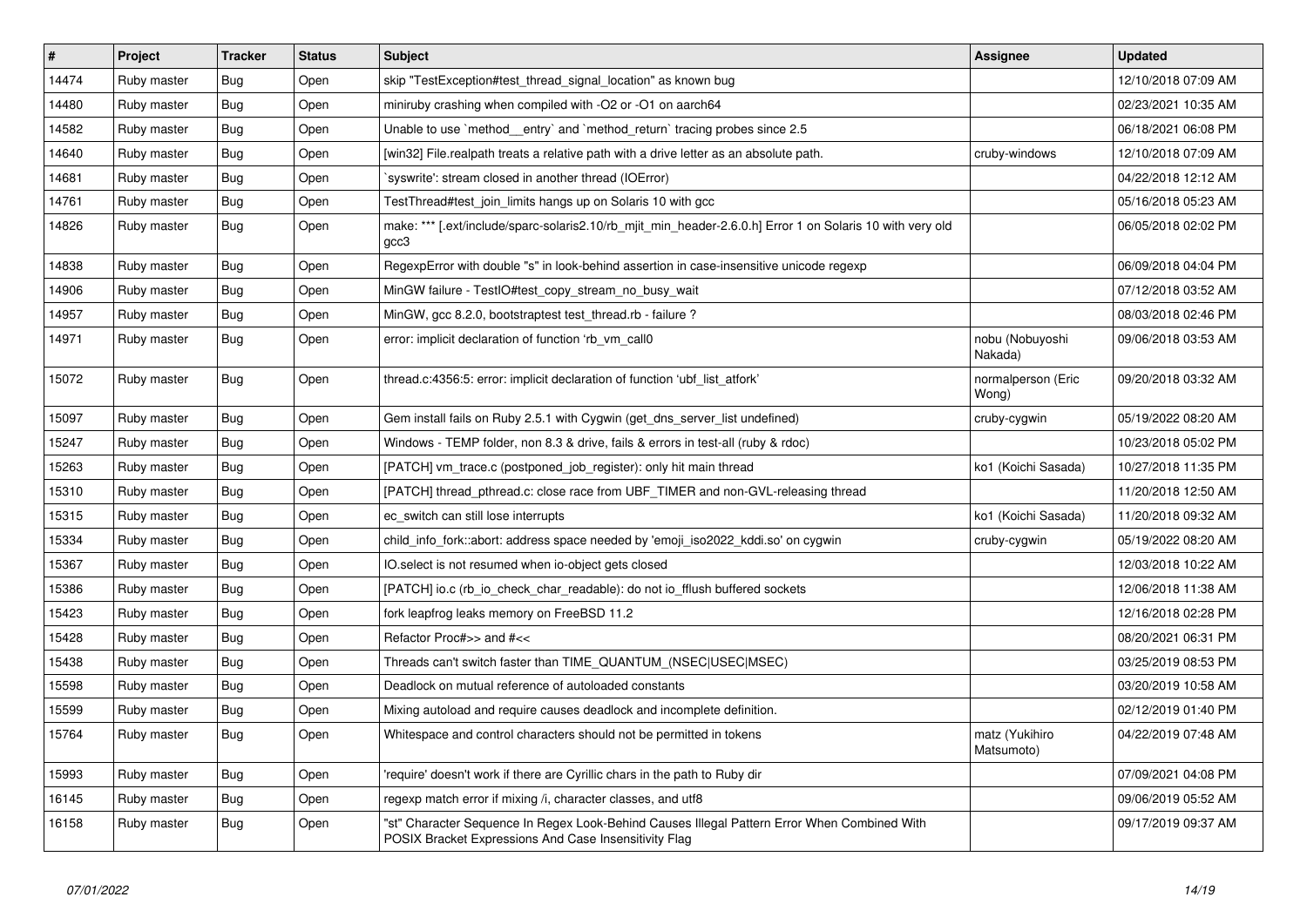| # | Project | Tracker | Status | Subject | Assignee | Updated |
|---|---|---|---|---|---|---|
| 14474 | Ruby master | Bug | Open | skip "TestException#test_thread_signal_location" as known bug | | 12/10/2018 07:09 AM |
| 14480 | Ruby master | Bug | Open | miniruby crashing when compiled with -O2 or -O1 on aarch64 | | 02/23/2021 10:35 AM |
| 14582 | Ruby master | Bug | Open | Unable to use `method__entry` and `method_return` tracing probes since 2.5 | | 06/18/2021 06:08 PM |
| 14640 | Ruby master | Bug | Open | [win32] File.realpath treats a relative path with a drive letter as an absolute path. | cruby-windows | 12/10/2018 07:09 AM |
| 14681 | Ruby master | Bug | Open | `syswrite': stream closed in another thread (IOError) | | 04/22/2018 12:12 AM |
| 14761 | Ruby master | Bug | Open | TestThread#test_join_limits hangs up on Solaris 10 with gcc | | 05/16/2018 05:23 AM |
| 14826 | Ruby master | Bug | Open | make: *** [.ext/include/sparc-solaris2.10/rb_mjit_min_header-2.6.0.h] Error 1 on Solaris 10 with very old gcc3 | | 06/05/2018 02:02 PM |
| 14838 | Ruby master | Bug | Open | RegexpError with double "s" in look-behind assertion in case-insensitive unicode regexp | | 06/09/2018 04:04 PM |
| 14906 | Ruby master | Bug | Open | MinGW failure - TestIO#test_copy_stream_no_busy_wait | | 07/12/2018 03:52 AM |
| 14957 | Ruby master | Bug | Open | MinGW, gcc 8.2.0, bootstraptest test_thread.rb - failure ? | | 08/03/2018 02:46 PM |
| 14971 | Ruby master | Bug | Open | error: implicit declaration of function 'rb_vm_call0 | nobu (Nobuyoshi Nakada) | 09/06/2018 03:53 AM |
| 15072 | Ruby master | Bug | Open | thread.c:4356:5: error: implicit declaration of function 'ubf_list_atfork' | normalperson (Eric Wong) | 09/20/2018 03:32 AM |
| 15097 | Ruby master | Bug | Open | Gem install fails on Ruby 2.5.1 with Cygwin (get_dns_server_list undefined) | cruby-cygwin | 05/19/2022 08:20 AM |
| 15247 | Ruby master | Bug | Open | Windows - TEMP folder, non 8.3 & drive, fails & errors in test-all (ruby & rdoc) | | 10/23/2018 05:02 PM |
| 15263 | Ruby master | Bug | Open | [PATCH] vm_trace.c (postponed_job_register): only hit main thread | ko1 (Koichi Sasada) | 10/27/2018 11:35 PM |
| 15310 | Ruby master | Bug | Open | [PATCH] thread_pthread.c: close race from UBF_TIMER and non-GVL-releasing thread | | 11/20/2018 12:50 AM |
| 15315 | Ruby master | Bug | Open | ec_switch can still lose interrupts | ko1 (Koichi Sasada) | 11/20/2018 09:32 AM |
| 15334 | Ruby master | Bug | Open | child_info_fork::abort: address space needed by 'emoji_iso2022_kddi.so' on cygwin | cruby-cygwin | 05/19/2022 08:20 AM |
| 15367 | Ruby master | Bug | Open | IO.select is not resumed when io-object gets closed | | 12/03/2018 10:22 AM |
| 15386 | Ruby master | Bug | Open | [PATCH] io.c (rb_io_check_char_readable): do not io_fflush buffered sockets | | 12/06/2018 11:38 AM |
| 15423 | Ruby master | Bug | Open | fork leapfrog leaks memory on FreeBSD 11.2 | | 12/16/2018 02:28 PM |
| 15428 | Ruby master | Bug | Open | Refactor Proc#>> and #<< | | 08/20/2021 06:31 PM |
| 15438 | Ruby master | Bug | Open | Threads can't switch faster than TIME_QUANTUM_(NSEC\|USEC\|MSEC) | | 03/25/2019 08:53 PM |
| 15598 | Ruby master | Bug | Open | Deadlock on mutual reference of autoloaded constants | | 03/20/2019 10:58 AM |
| 15599 | Ruby master | Bug | Open | Mixing autoload and require causes deadlock and incomplete definition. | | 02/12/2019 01:40 PM |
| 15764 | Ruby master | Bug | Open | Whitespace and control characters should not be permitted in tokens | matz (Yukihiro Matsumoto) | 04/22/2019 07:48 AM |
| 15993 | Ruby master | Bug | Open | 'require' doesn't work if there are Cyrillic chars in the path to Ruby dir | | 07/09/2021 04:08 PM |
| 16145 | Ruby master | Bug | Open | regexp match error if mixing /i, character classes, and utf8 | | 09/06/2019 05:52 AM |
| 16158 | Ruby master | Bug | Open | "st" Character Sequence In Regex Look-Behind Causes Illegal Pattern Error When Combined With POSIX Bracket Expressions And Case Insensitivity Flag | | 09/17/2019 09:37 AM |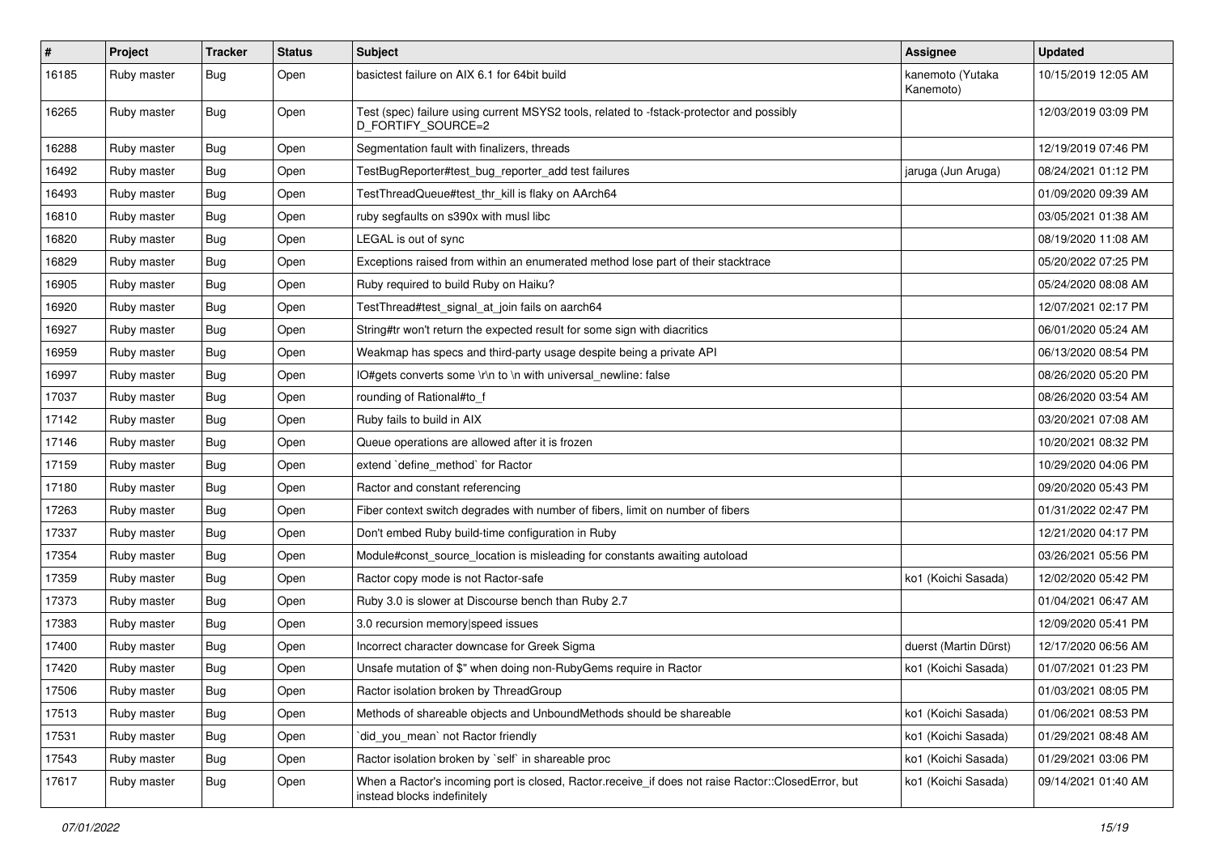| # | Project | Tracker | Status | Subject | Assignee | Updated |
|---|---|---|---|---|---|---|
| 16185 | Ruby master | Bug | Open | basictest failure on AIX 6.1 for 64bit build | kanemoto (Yutaka Kanemoto) | 10/15/2019 12:05 AM |
| 16265 | Ruby master | Bug | Open | Test (spec) failure using current MSYS2 tools, related to -fstack-protector and possibly D_FORTIFY_SOURCE=2 | | 12/03/2019 03:09 PM |
| 16288 | Ruby master | Bug | Open | Segmentation fault with finalizers, threads | | 12/19/2019 07:46 PM |
| 16492 | Ruby master | Bug | Open | TestBugReporter#test_bug_reporter_add test failures | jaruga (Jun Aruga) | 08/24/2021 01:12 PM |
| 16493 | Ruby master | Bug | Open | TestThreadQueue#test_thr_kill is flaky on AArch64 | | 01/09/2020 09:39 AM |
| 16810 | Ruby master | Bug | Open | ruby segfaults on s390x with musl libc | | 03/05/2021 01:38 AM |
| 16820 | Ruby master | Bug | Open | LEGAL is out of sync | | 08/19/2020 11:08 AM |
| 16829 | Ruby master | Bug | Open | Exceptions raised from within an enumerated method lose part of their stacktrace | | 05/20/2022 07:25 PM |
| 16905 | Ruby master | Bug | Open | Ruby required to build Ruby on Haiku? | | 05/24/2020 08:08 AM |
| 16920 | Ruby master | Bug | Open | TestThread#test_signal_at_join fails on aarch64 | | 12/07/2021 02:17 PM |
| 16927 | Ruby master | Bug | Open | String#tr won't return the expected result for some sign with diacritics | | 06/01/2020 05:24 AM |
| 16959 | Ruby master | Bug | Open | Weakmap has specs and third-party usage despite being a private API | | 06/13/2020 08:54 PM |
| 16997 | Ruby master | Bug | Open | IO#gets converts some \r\n to \n with universal_newline: false | | 08/26/2020 05:20 PM |
| 17037 | Ruby master | Bug | Open | rounding of Rational#to_f | | 08/26/2020 03:54 AM |
| 17142 | Ruby master | Bug | Open | Ruby fails to build in AIX | | 03/20/2021 07:08 AM |
| 17146 | Ruby master | Bug | Open | Queue operations are allowed after it is frozen | | 10/20/2021 08:32 PM |
| 17159 | Ruby master | Bug | Open | extend `define_method` for Ractor | | 10/29/2020 04:06 PM |
| 17180 | Ruby master | Bug | Open | Ractor and constant referencing | | 09/20/2020 05:43 PM |
| 17263 | Ruby master | Bug | Open | Fiber context switch degrades with number of fibers, limit on number of fibers | | 01/31/2022 02:47 PM |
| 17337 | Ruby master | Bug | Open | Don't embed Ruby build-time configuration in Ruby | | 12/21/2020 04:17 PM |
| 17354 | Ruby master | Bug | Open | Module#const_source_location is misleading for constants awaiting autoload | | 03/26/2021 05:56 PM |
| 17359 | Ruby master | Bug | Open | Ractor copy mode is not Ractor-safe | ko1 (Koichi Sasada) | 12/02/2020 05:42 PM |
| 17373 | Ruby master | Bug | Open | Ruby 3.0 is slower at Discourse bench than Ruby 2.7 | | 01/04/2021 06:47 AM |
| 17383 | Ruby master | Bug | Open | 3.0 recursion memory\|speed issues | | 12/09/2020 05:41 PM |
| 17400 | Ruby master | Bug | Open | Incorrect character downcase for Greek Sigma | duerst (Martin Dürst) | 12/17/2020 06:56 AM |
| 17420 | Ruby master | Bug | Open | Unsafe mutation of $" when doing non-RubyGems require in Ractor | ko1 (Koichi Sasada) | 01/07/2021 01:23 PM |
| 17506 | Ruby master | Bug | Open | Ractor isolation broken by ThreadGroup | | 01/03/2021 08:05 PM |
| 17513 | Ruby master | Bug | Open | Methods of shareable objects and UnboundMethods should be shareable | ko1 (Koichi Sasada) | 01/06/2021 08:53 PM |
| 17531 | Ruby master | Bug | Open | `did_you_mean` not Ractor friendly | ko1 (Koichi Sasada) | 01/29/2021 08:48 AM |
| 17543 | Ruby master | Bug | Open | Ractor isolation broken by `self` in shareable proc | ko1 (Koichi Sasada) | 01/29/2021 03:06 PM |
| 17617 | Ruby master | Bug | Open | When a Ractor's incoming port is closed, Ractor.receive_if does not raise Ractor::ClosedError, but instead blocks indefinitely | ko1 (Koichi Sasada) | 09/14/2021 01:40 AM |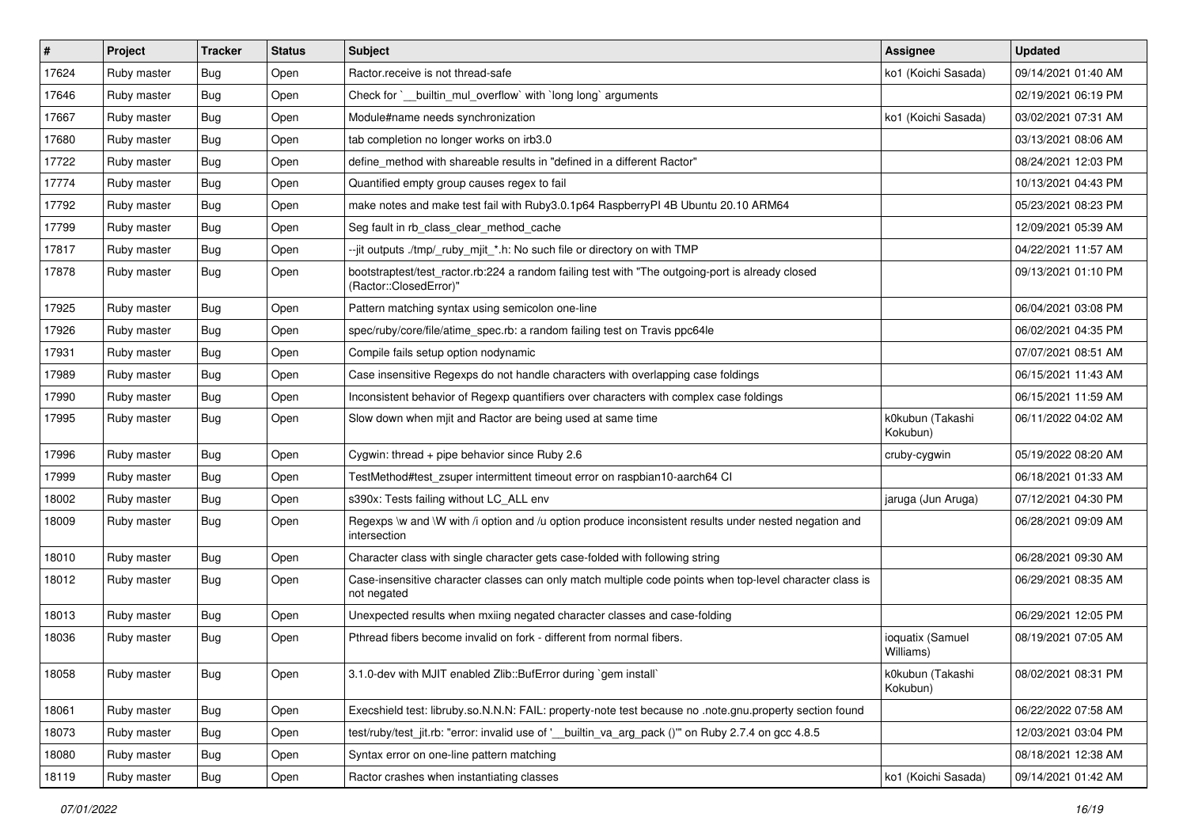| # | Project | Tracker | Status | Subject | Assignee | Updated |
| --- | --- | --- | --- | --- | --- | --- |
| 17624 | Ruby master | Bug | Open | Ractor.receive is not thread-safe | ko1 (Koichi Sasada) | 09/14/2021 01:40 AM |
| 17646 | Ruby master | Bug | Open | Check for `__builtin_mul_overflow` with `long long` arguments | | 02/19/2021 06:19 PM |
| 17667 | Ruby master | Bug | Open | Module#name needs synchronization | ko1 (Koichi Sasada) | 03/02/2021 07:31 AM |
| 17680 | Ruby master | Bug | Open | tab completion no longer works on irb3.0 | | 03/13/2021 08:06 AM |
| 17722 | Ruby master | Bug | Open | define_method with shareable results in "defined in a different Ractor" | | 08/24/2021 12:03 PM |
| 17774 | Ruby master | Bug | Open | Quantified empty group causes regex to fail | | 10/13/2021 04:43 PM |
| 17792 | Ruby master | Bug | Open | make notes and make test fail with Ruby3.0.1p64 RaspberryPI 4B Ubuntu 20.10 ARM64 | | 05/23/2021 08:23 PM |
| 17799 | Ruby master | Bug | Open | Seg fault in rb_class_clear_method_cache | | 12/09/2021 05:39 AM |
| 17817 | Ruby master | Bug | Open | --jit outputs ./tmp/_ruby_mjit_*.h: No such file or directory on with TMP | | 04/22/2021 11:57 AM |
| 17878 | Ruby master | Bug | Open | bootstraptest/test_ractor.rb:224 a random failing test with "The outgoing-port is already closed (Ractor::ClosedError)" | | 09/13/2021 01:10 PM |
| 17925 | Ruby master | Bug | Open | Pattern matching syntax using semicolon one-line | | 06/04/2021 03:08 PM |
| 17926 | Ruby master | Bug | Open | spec/ruby/core/file/atime_spec.rb: a random failing test on Travis ppc64le | | 06/02/2021 04:35 PM |
| 17931 | Ruby master | Bug | Open | Compile fails setup option nodynamic | | 07/07/2021 08:51 AM |
| 17989 | Ruby master | Bug | Open | Case insensitive Regexps do not handle characters with overlapping case foldings | | 06/15/2021 11:43 AM |
| 17990 | Ruby master | Bug | Open | Inconsistent behavior of Regexp quantifiers over characters with complex case foldings | | 06/15/2021 11:59 AM |
| 17995 | Ruby master | Bug | Open | Slow down when mjit and Ractor are being used at same time | k0kubun (Takashi Kokubun) | 06/11/2022 04:02 AM |
| 17996 | Ruby master | Bug | Open | Cygwin: thread + pipe behavior since Ruby 2.6 | cruby-cygwin | 05/19/2022 08:20 AM |
| 17999 | Ruby master | Bug | Open | TestMethod#test_zsuper intermittent timeout error on raspbian10-aarch64 CI | | 06/18/2021 01:33 AM |
| 18002 | Ruby master | Bug | Open | s390x: Tests failing without LC_ALL env | jaruga (Jun Aruga) | 07/12/2021 04:30 PM |
| 18009 | Ruby master | Bug | Open | Regexps \w and \W with /i option and /u option produce inconsistent results under nested negation and intersection | | 06/28/2021 09:09 AM |
| 18010 | Ruby master | Bug | Open | Character class with single character gets case-folded with following string | | 06/28/2021 09:30 AM |
| 18012 | Ruby master | Bug | Open | Case-insensitive character classes can only match multiple code points when top-level character class is not negated | | 06/29/2021 08:35 AM |
| 18013 | Ruby master | Bug | Open | Unexpected results when mxiing negated character classes and case-folding | | 06/29/2021 12:05 PM |
| 18036 | Ruby master | Bug | Open | Pthread fibers become invalid on fork - different from normal fibers. | ioquatix (Samuel Williams) | 08/19/2021 07:05 AM |
| 18058 | Ruby master | Bug | Open | 3.1.0-dev with MJIT enabled Zlib::BufError during `gem install` | k0kubun (Takashi Kokubun) | 08/02/2021 08:31 PM |
| 18061 | Ruby master | Bug | Open | Execshield test: libruby.so.N.N.N: FAIL: property-note test because no .note.gnu.property section found | | 06/22/2022 07:58 AM |
| 18073 | Ruby master | Bug | Open | test/ruby/test_jit.rb: "error: invalid use of '__builtin_va_arg_pack ()'" on Ruby 2.7.4 on gcc 4.8.5 | | 12/03/2021 03:04 PM |
| 18080 | Ruby master | Bug | Open | Syntax error on one-line pattern matching | | 08/18/2021 12:38 AM |
| 18119 | Ruby master | Bug | Open | Ractor crashes when instantiating classes | ko1 (Koichi Sasada) | 09/14/2021 01:42 AM |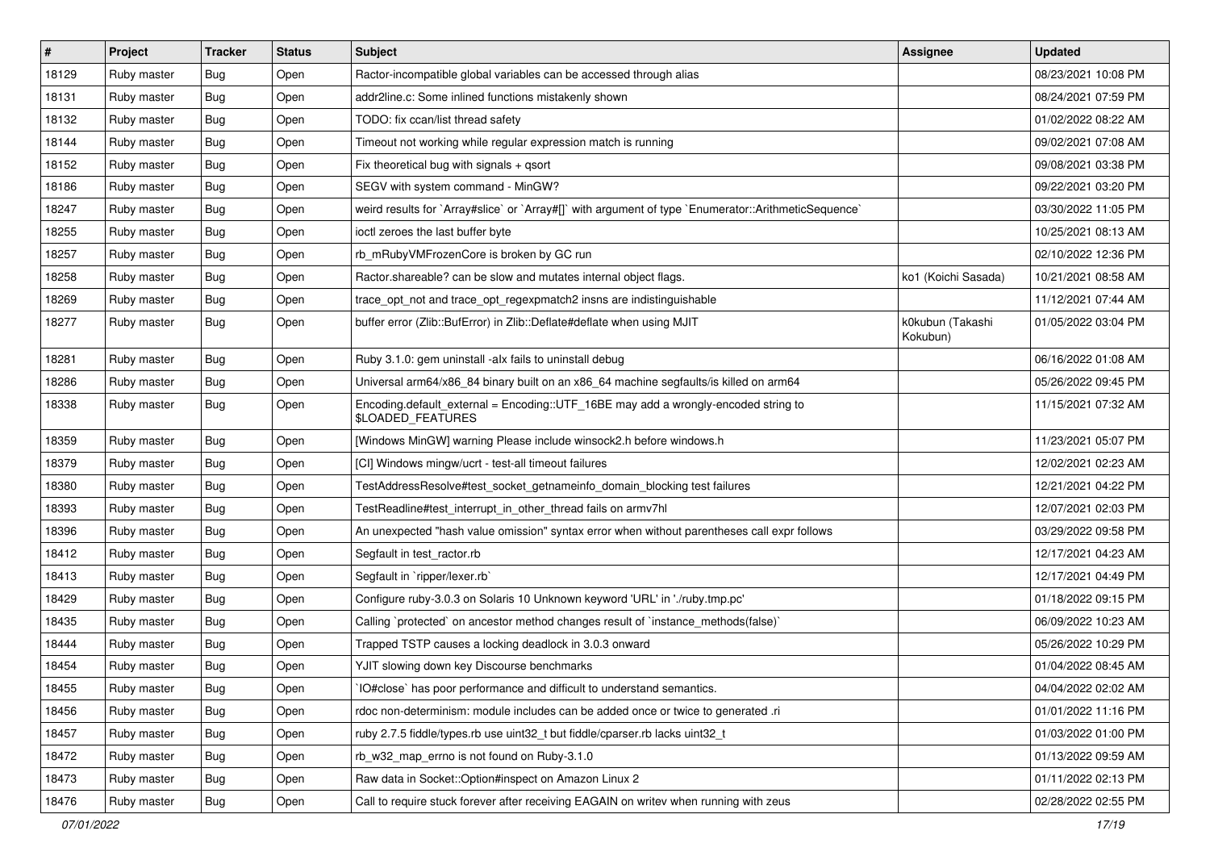| # | Project | Tracker | Status | Subject | Assignee | Updated |
|---|---|---|---|---|---|---|
| 18129 | Ruby master | Bug | Open | Ractor-incompatible global variables can be accessed through alias | | 08/23/2021 10:08 PM |
| 18131 | Ruby master | Bug | Open | addr2line.c: Some inlined functions mistakenly shown | | 08/24/2021 07:59 PM |
| 18132 | Ruby master | Bug | Open | TODO: fix ccan/list thread safety | | 01/02/2022 08:22 AM |
| 18144 | Ruby master | Bug | Open | Timeout not working while regular expression match is running | | 09/02/2021 07:08 AM |
| 18152 | Ruby master | Bug | Open | Fix theoretical bug with signals + qsort | | 09/08/2021 03:38 PM |
| 18186 | Ruby master | Bug | Open | SEGV with system command - MinGW? | | 09/22/2021 03:20 PM |
| 18247 | Ruby master | Bug | Open | weird results for `Array#slice` or `Array#[]` with argument of type `Enumerator::ArithmeticSequence` | | 03/30/2022 11:05 PM |
| 18255 | Ruby master | Bug | Open | ioctl zeroes the last buffer byte | | 10/25/2021 08:13 AM |
| 18257 | Ruby master | Bug | Open | rb_mRubyVMFrozenCore is broken by GC run | | 02/10/2022 12:36 PM |
| 18258 | Ruby master | Bug | Open | Ractor.shareable? can be slow and mutates internal object flags. | ko1 (Koichi Sasada) | 10/21/2021 08:58 AM |
| 18269 | Ruby master | Bug | Open | trace_opt_not and trace_opt_regexpmatch2 insns are indistinguishable | | 11/12/2021 07:44 AM |
| 18277 | Ruby master | Bug | Open | buffer error (Zlib::BufError) in Zlib::Deflate#deflate when using MJIT | k0kubun (Takashi Kokubun) | 01/05/2022 03:04 PM |
| 18281 | Ruby master | Bug | Open | Ruby 3.1.0: gem uninstall -alx fails to uninstall debug | | 06/16/2022 01:08 AM |
| 18286 | Ruby master | Bug | Open | Universal arm64/x86_84 binary built on an x86_64 machine segfaults/is killed on arm64 | | 05/26/2022 09:45 PM |
| 18338 | Ruby master | Bug | Open | Encoding.default_external = Encoding::UTF_16BE may add a wrongly-encoded string to $LOADED_FEATURES | | 11/15/2021 07:32 AM |
| 18359 | Ruby master | Bug | Open | [Windows MinGW] warning Please include winsock2.h before windows.h | | 11/23/2021 05:07 PM |
| 18379 | Ruby master | Bug | Open | [CI] Windows mingw/ucrt - test-all timeout failures | | 12/02/2021 02:23 AM |
| 18380 | Ruby master | Bug | Open | TestAddressResolve#test_socket_getnameinfo_domain_blocking test failures | | 12/21/2021 04:22 PM |
| 18393 | Ruby master | Bug | Open | TestReadline#test_interrupt_in_other_thread fails on armv7hl | | 12/07/2021 02:03 PM |
| 18396 | Ruby master | Bug | Open | An unexpected "hash value omission" syntax error when without parentheses call expr follows | | 03/29/2022 09:58 PM |
| 18412 | Ruby master | Bug | Open | Segfault in test_ractor.rb | | 12/17/2021 04:23 AM |
| 18413 | Ruby master | Bug | Open | Segfault in `ripper/lexer.rb` | | 12/17/2021 04:49 PM |
| 18429 | Ruby master | Bug | Open | Configure ruby-3.0.3 on Solaris 10 Unknown keyword 'URL' in './ruby.tmp.pc' | | 01/18/2022 09:15 PM |
| 18435 | Ruby master | Bug | Open | Calling `protected` on ancestor method changes result of `instance_methods(false)` | | 06/09/2022 10:23 AM |
| 18444 | Ruby master | Bug | Open | Trapped TSTP causes a locking deadlock in 3.0.3 onward | | 05/26/2022 10:29 PM |
| 18454 | Ruby master | Bug | Open | YJIT slowing down key Discourse benchmarks | | 01/04/2022 08:45 AM |
| 18455 | Ruby master | Bug | Open | `IO#close` has poor performance and difficult to understand semantics. | | 04/04/2022 02:02 AM |
| 18456 | Ruby master | Bug | Open | rdoc non-determinism: module includes can be added once or twice to generated .ri | | 01/01/2022 11:16 PM |
| 18457 | Ruby master | Bug | Open | ruby 2.7.5 fiddle/types.rb use uint32_t but fiddle/cparser.rb lacks uint32_t | | 01/03/2022 01:00 PM |
| 18472 | Ruby master | Bug | Open | rb_w32_map_errno is not found on Ruby-3.1.0 | | 01/13/2022 09:59 AM |
| 18473 | Ruby master | Bug | Open | Raw data in Socket::Option#inspect on Amazon Linux 2 | | 01/11/2022 02:13 PM |
| 18476 | Ruby master | Bug | Open | Call to require stuck forever after receiving EAGAIN on writev when running with zeus | | 02/28/2022 02:55 PM |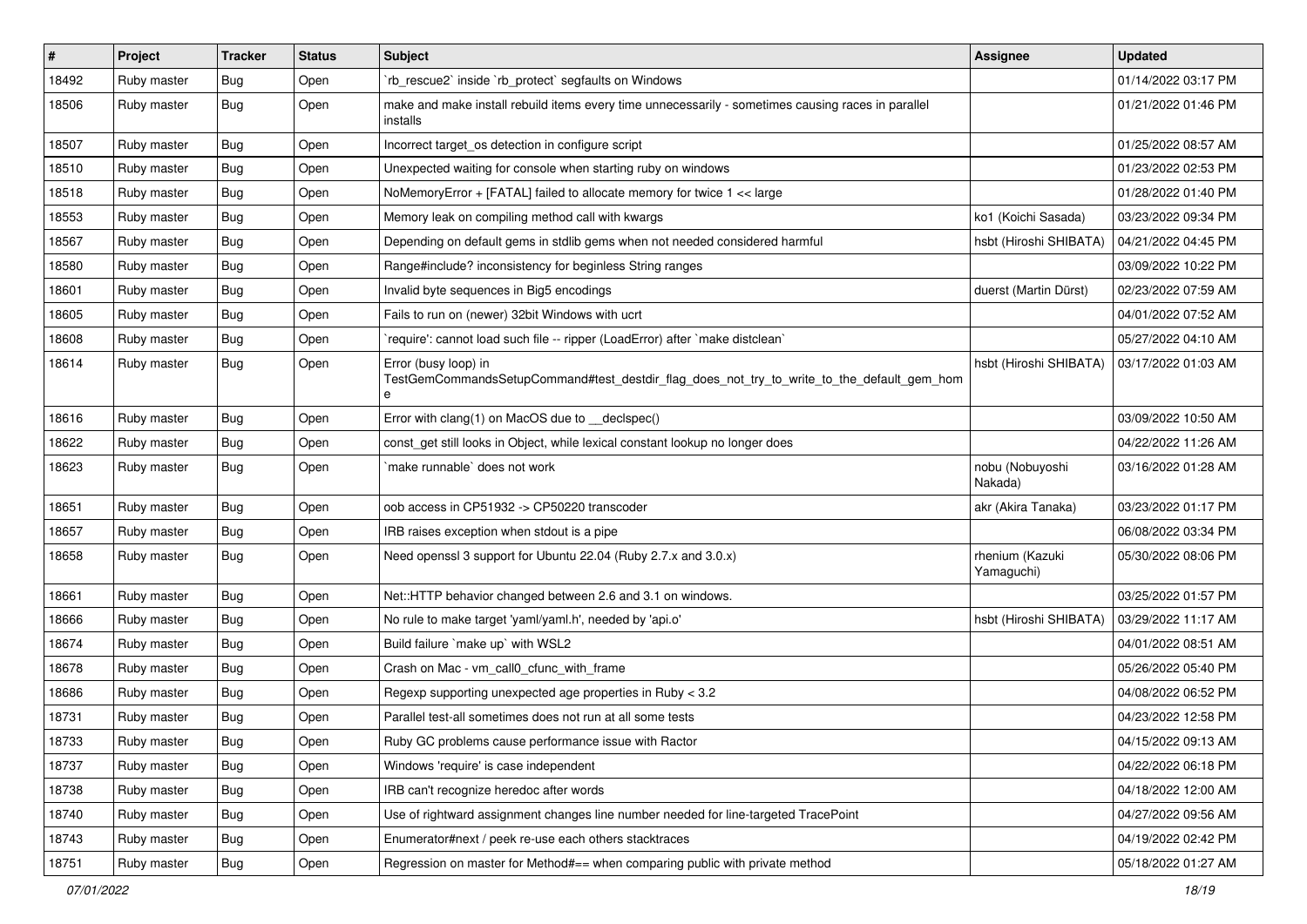| # | Project | Tracker | Status | Subject | Assignee | Updated |
|---|---|---|---|---|---|---|
| 18492 | Ruby master | Bug | Open | `rb_rescue2` inside `rb_protect` segfaults on Windows | | 01/14/2022 03:17 PM |
| 18506 | Ruby master | Bug | Open | make and make install rebuild items every time unnecessarily - sometimes causing races in parallel installs | | 01/21/2022 01:46 PM |
| 18507 | Ruby master | Bug | Open | Incorrect target_os detection in configure script | | 01/25/2022 08:57 AM |
| 18510 | Ruby master | Bug | Open | Unexpected waiting for console when starting ruby on windows | | 01/23/2022 02:53 PM |
| 18518 | Ruby master | Bug | Open | NoMemoryError + [FATAL] failed to allocate memory for twice 1 << large | | 01/28/2022 01:40 PM |
| 18553 | Ruby master | Bug | Open | Memory leak on compiling method call with kwargs | ko1 (Koichi Sasada) | 03/23/2022 09:34 PM |
| 18567 | Ruby master | Bug | Open | Depending on default gems in stdlib gems when not needed considered harmful | hsbt (Hiroshi SHIBATA) | 04/21/2022 04:45 PM |
| 18580 | Ruby master | Bug | Open | Range#include? inconsistency for beginless String ranges | | 03/09/2022 10:22 PM |
| 18601 | Ruby master | Bug | Open | Invalid byte sequences in Big5 encodings | duerst (Martin Dürst) | 02/23/2022 07:59 AM |
| 18605 | Ruby master | Bug | Open | Fails to run on (newer) 32bit Windows with ucrt | | 04/01/2022 07:52 AM |
| 18608 | Ruby master | Bug | Open | `require': cannot load such file -- ripper (LoadError) after `make distclean` | | 05/27/2022 04:10 AM |
| 18614 | Ruby master | Bug | Open | Error (busy loop) in TestGemCommandsSetupCommand#test_destdir_flag_does_not_try_to_write_to_the_default_gem_home | hsbt (Hiroshi SHIBATA) | 03/17/2022 01:03 AM |
| 18616 | Ruby master | Bug | Open | Error with clang(1) on MacOS due to __declspec() | | 03/09/2022 10:50 AM |
| 18622 | Ruby master | Bug | Open | const_get still looks in Object, while lexical constant lookup no longer does | | 04/22/2022 11:26 AM |
| 18623 | Ruby master | Bug | Open | `make runnable` does not work | nobu (Nobuyoshi Nakada) | 03/16/2022 01:28 AM |
| 18651 | Ruby master | Bug | Open | oob access in CP51932 -> CP50220 transcoder | akr (Akira Tanaka) | 03/23/2022 01:17 PM |
| 18657 | Ruby master | Bug | Open | IRB raises exception when stdout is a pipe | | 06/08/2022 03:34 PM |
| 18658 | Ruby master | Bug | Open | Need openssl 3 support for Ubuntu 22.04 (Ruby 2.7.x and 3.0.x) | rhenium (Kazuki Yamaguchi) | 05/30/2022 08:06 PM |
| 18661 | Ruby master | Bug | Open | Net::HTTP behavior changed between 2.6 and 3.1 on windows. | | 03/25/2022 01:57 PM |
| 18666 | Ruby master | Bug | Open | No rule to make target 'yaml/yaml.h', needed by 'api.o' | hsbt (Hiroshi SHIBATA) | 03/29/2022 11:17 AM |
| 18674 | Ruby master | Bug | Open | Build failure `make up` with WSL2 | | 04/01/2022 08:51 AM |
| 18678 | Ruby master | Bug | Open | Crash on Mac - vm_call0_cfunc_with_frame | | 05/26/2022 05:40 PM |
| 18686 | Ruby master | Bug | Open | Regexp supporting unexpected age properties in Ruby < 3.2 | | 04/08/2022 06:52 PM |
| 18731 | Ruby master | Bug | Open | Parallel test-all sometimes does not run at all some tests | | 04/23/2022 12:58 PM |
| 18733 | Ruby master | Bug | Open | Ruby GC problems cause performance issue with Ractor | | 04/15/2022 09:13 AM |
| 18737 | Ruby master | Bug | Open | Windows 'require' is case independent | | 04/22/2022 06:18 PM |
| 18738 | Ruby master | Bug | Open | IRB can't recognize heredoc after words | | 04/18/2022 12:00 AM |
| 18740 | Ruby master | Bug | Open | Use of rightward assignment changes line number needed for line-targeted TracePoint | | 04/27/2022 09:56 AM |
| 18743 | Ruby master | Bug | Open | Enumerator#next / peek re-use each others stacktraces | | 04/19/2022 02:42 PM |
| 18751 | Ruby master | Bug | Open | Regression on master for Method#== when comparing public with private method | | 05/18/2022 01:27 AM |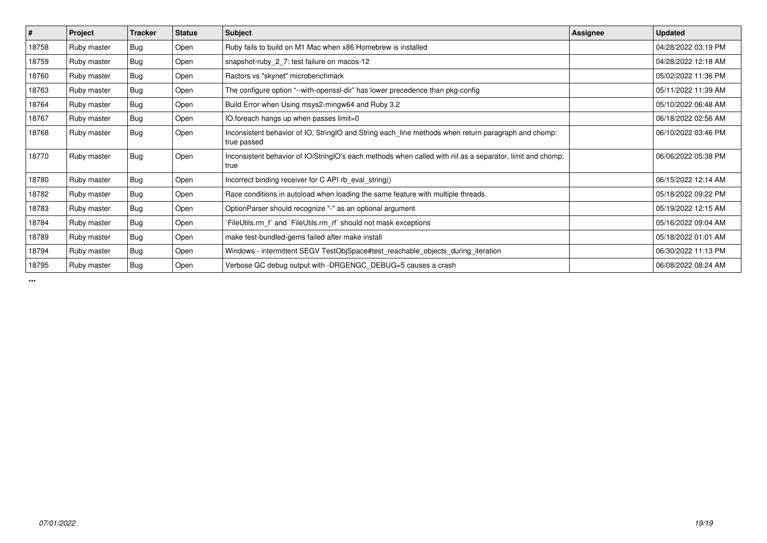| # | Project | Tracker | Status | Subject | Assignee | Updated |
|---|---|---|---|---|---|---|
| 18758 | Ruby master | Bug | Open | Ruby fails to build on M1 Mac when x86 Homebrew is installed | | 04/28/2022 03:19 PM |
| 18759 | Ruby master | Bug | Open | snapshot-ruby_2_7: test failure on macos-12 | | 04/28/2022 12:18 AM |
| 18760 | Ruby master | Bug | Open | Ractors vs "skynet" microbenchmark | | 05/02/2022 11:36 PM |
| 18763 | Ruby master | Bug | Open | The configure option "--with-openssl-dir" has lower precedence than pkg-config | | 05/11/2022 11:39 AM |
| 18764 | Ruby master | Bug | Open | Build Error when Using msys2-mingw64 and Ruby 3.2 | | 05/10/2022 06:48 AM |
| 18767 | Ruby master | Bug | Open | IO.foreach hangs up when passes limit=0 | | 06/18/2022 02:56 AM |
| 18768 | Ruby master | Bug | Open | Inconsistent behavior of IO, StringIO and String each_line methods when return paragraph and chomp: true passed | | 06/10/2022 03:46 PM |
| 18770 | Ruby master | Bug | Open | Inconsistent behavior of IO/StringIO's each methods when called with nil as a separator, limit and chomp: true | | 06/06/2022 05:38 PM |
| 18780 | Ruby master | Bug | Open | Incorrect binding receiver for C API rb_eval_string() | | 06/15/2022 12:14 AM |
| 18782 | Ruby master | Bug | Open | Race conditions in autoload when loading the same feature with multiple threads. | | 05/18/2022 09:22 PM |
| 18783 | Ruby master | Bug | Open | OptionParser should recognize "-" as an optional argument | | 05/19/2022 12:15 AM |
| 18784 | Ruby master | Bug | Open | `FileUtils.rm_f` and `FileUtils.rm_rf` should not mask exceptions | | 05/16/2022 09:04 AM |
| 18789 | Ruby master | Bug | Open | make test-bundled-gems failed after make install | | 05/18/2022 01:01 AM |
| 18794 | Ruby master | Bug | Open | Windows - intermittent SEGV TestObjSpace#test_reachable_objects_during_iteration | | 06/30/2022 11:13 PM |
| 18795 | Ruby master | Bug | Open | Verbose GC debug output with -DRGENGC_DEBUG=5 causes a crash | | 06/08/2022 08:24 AM |

...